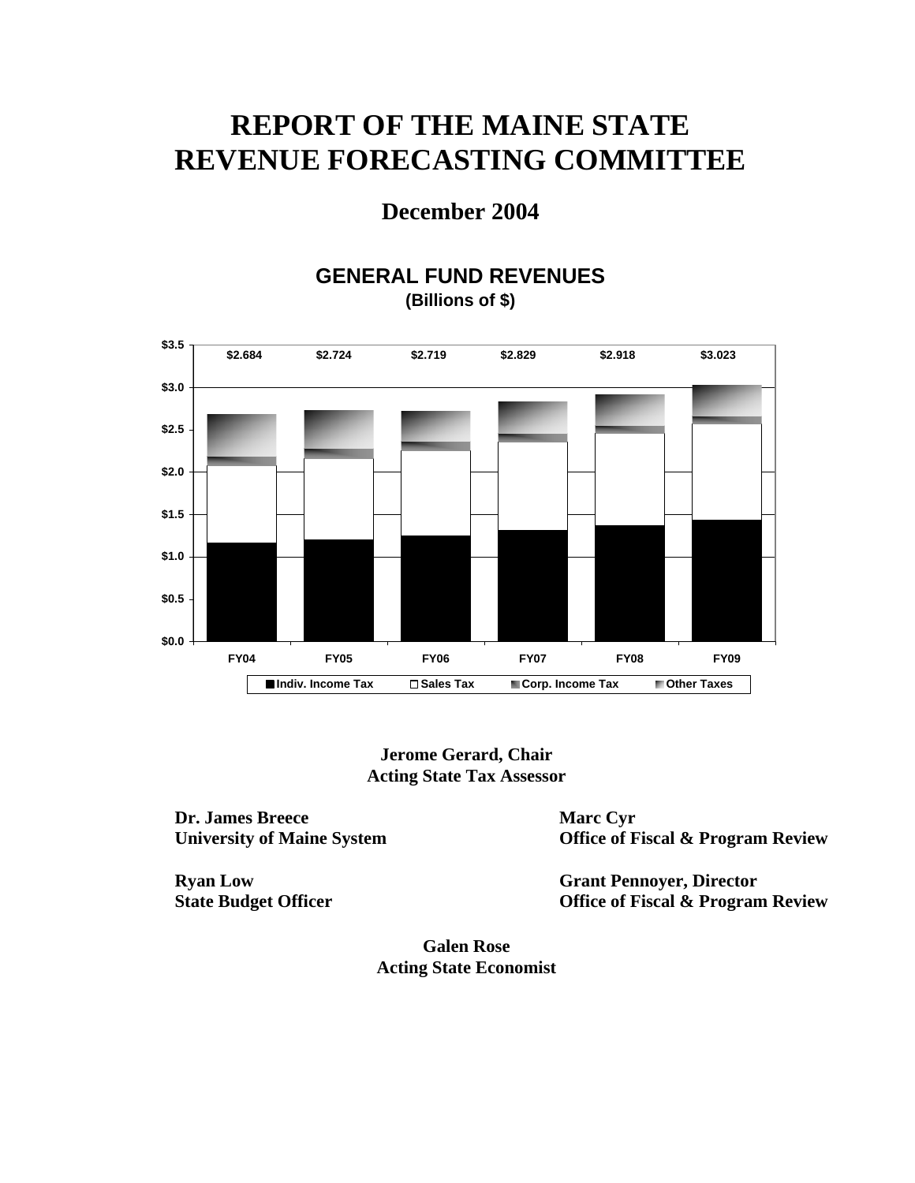# REPORT OF THE MAINE STATE REVENUE FORECASTING COMMITTEE

## December 2004

**GENERAL FUND REVENUES**
**(Billions of $)**

| | FY04 | FY05 | FY06 | FY07 | FY08 | FY09 |
|---|---|---|---|---|---|---|
| Total | $2.684 | $2.724 | $2.719 | $2.829 | $2.918 | $3.023 |

Indiv. Income Tax | Sales Tax | Corp. Income Tax | Other Taxes

**Jerome Gerard, Chair**
**Acting State Tax Assessor**

**Dr. James Breece**
**University of Maine System**

**Marc Cyr**
**Office of Fiscal & Program Review**

**Ryan Low**
**State Budget Officer**

**Grant Pennoyer, Director**
**Office of Fiscal & Program Review**

**Galen Rose**
**Acting State Economist**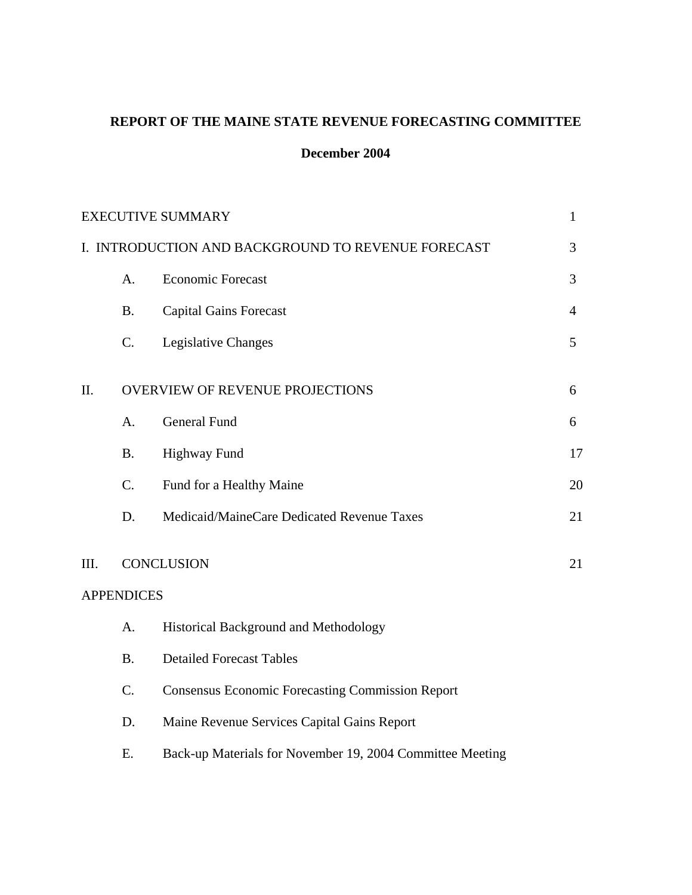**REPORT OF THE MAINE STATE REVENUE FORECASTING COMMITTEE**

**December 2004**

| | | |
|---|---|---|
| EXECUTIVE SUMMARY | | 1 |
| I. INTRODUCTION AND BACKGROUND TO REVENUE FORECAST | | 3 |
| A. | Economic Forecast | 3 |
| B. | Capital Gains Forecast | 4 |
| C. | Legislative Changes | 5 |
| II. | OVERVIEW OF REVENUE PROJECTIONS | 6 |
| A. | General Fund | 6 |
| B. | Highway Fund | 17 |
| C. | Fund for a Healthy Maine | 20 |
| D. | Medicaid/MaineCare Dedicated Revenue Taxes | 21 |
| III. | CONCLUSION | 21 |
| APPENDICES | | |
| A. | Historical Background and Methodology | |
| B. | Detailed Forecast Tables | |
| C. | Consensus Economic Forecasting Commission Report | |
| D. | Maine Revenue Services Capital Gains Report | |
| E. | Back-up Materials for November 19, 2004 Committee Meeting | |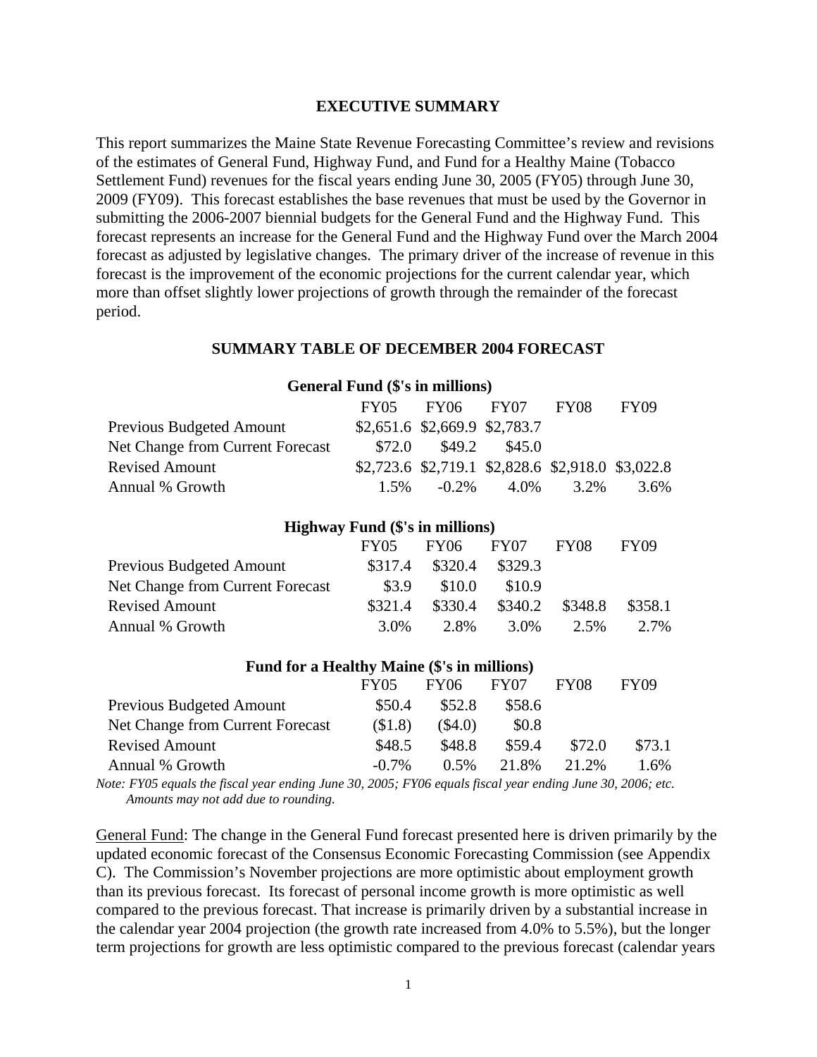# EXECUTIVE SUMMARY

This report summarizes the Maine State Revenue Forecasting Committee's review and revisions of the estimates of General Fund, Highway Fund, and Fund for a Healthy Maine (Tobacco Settlement Fund) revenues for the fiscal years ending June 30, 2005 (FY05) through June 30, 2009 (FY09). This forecast establishes the base revenues that must be used by the Governor in submitting the 2006-2007 biennial budgets for the General Fund and the Highway Fund. This forecast represents an increase for the General Fund and the Highway Fund over the March 2004 forecast as adjusted by legislative changes. The primary driver of the increase of revenue in this forecast is the improvement of the economic projections for the current calendar year, which more than offset slightly lower projections of growth through the remainder of the forecast period.

## SUMMARY TABLE OF DECEMBER 2004 FORECAST

**General Fund ($'s in millions)**

| | FY05 | FY06 | FY07 | FY08 | FY09 |
|---|---|---|---|---|---|
| Previous Budgeted Amount | $2,651.6 | $2,669.9 | $2,783.7 | | |
| Net Change from Current Forecast | $72.0 | $49.2 | $45.0 | | |
| Revised Amount | $2,723.6 | $2,719.1 | $2,828.6 | $2,918.0 | $3,022.8 |
| Annual % Growth | 1.5% | -0.2% | 4.0% | 3.2% | 3.6% |

**Highway Fund ($'s in millions)**

| | FY05 | FY06 | FY07 | FY08 | FY09 |
|---|---|---|---|---|---|
| Previous Budgeted Amount | $317.4 | $320.4 | $329.3 | | |
| Net Change from Current Forecast | $3.9 | $10.0 | $10.9 | | |
| Revised Amount | $321.4 | $330.4 | $340.2 | $348.8 | $358.1 |
| Annual % Growth | 3.0% | 2.8% | 3.0% | 2.5% | 2.7% |

**Fund for a Healthy Maine ($'s in millions)**

| | FY05 | FY06 | FY07 | FY08 | FY09 |
|---|---|---|---|---|---|
| Previous Budgeted Amount | $50.4 | $52.8 | $58.6 | | |
| Net Change from Current Forecast | ($1.8) | ($4.0) | $0.8 | | |
| Revised Amount | $48.5 | $48.8 | $59.4 | $72.0 | $73.1 |
| Annual % Growth | -0.7% | 0.5% | 21.8% | 21.2% | 1.6% |

*Note: FY05 equals the fiscal year ending June 30, 2005; FY06 equals fiscal year ending June 30, 2006; etc. Amounts may not add due to rounding.*

General Fund: The change in the General Fund forecast presented here is driven primarily by the updated economic forecast of the Consensus Economic Forecasting Commission (see Appendix C). The Commission's November projections are more optimistic about employment growth than its previous forecast. Its forecast of personal income growth is more optimistic as well compared to the previous forecast. That increase is primarily driven by a substantial increase in the calendar year 2004 projection (the growth rate increased from 4.0% to 5.5%), but the longer term projections for growth are less optimistic compared to the previous forecast (calendar years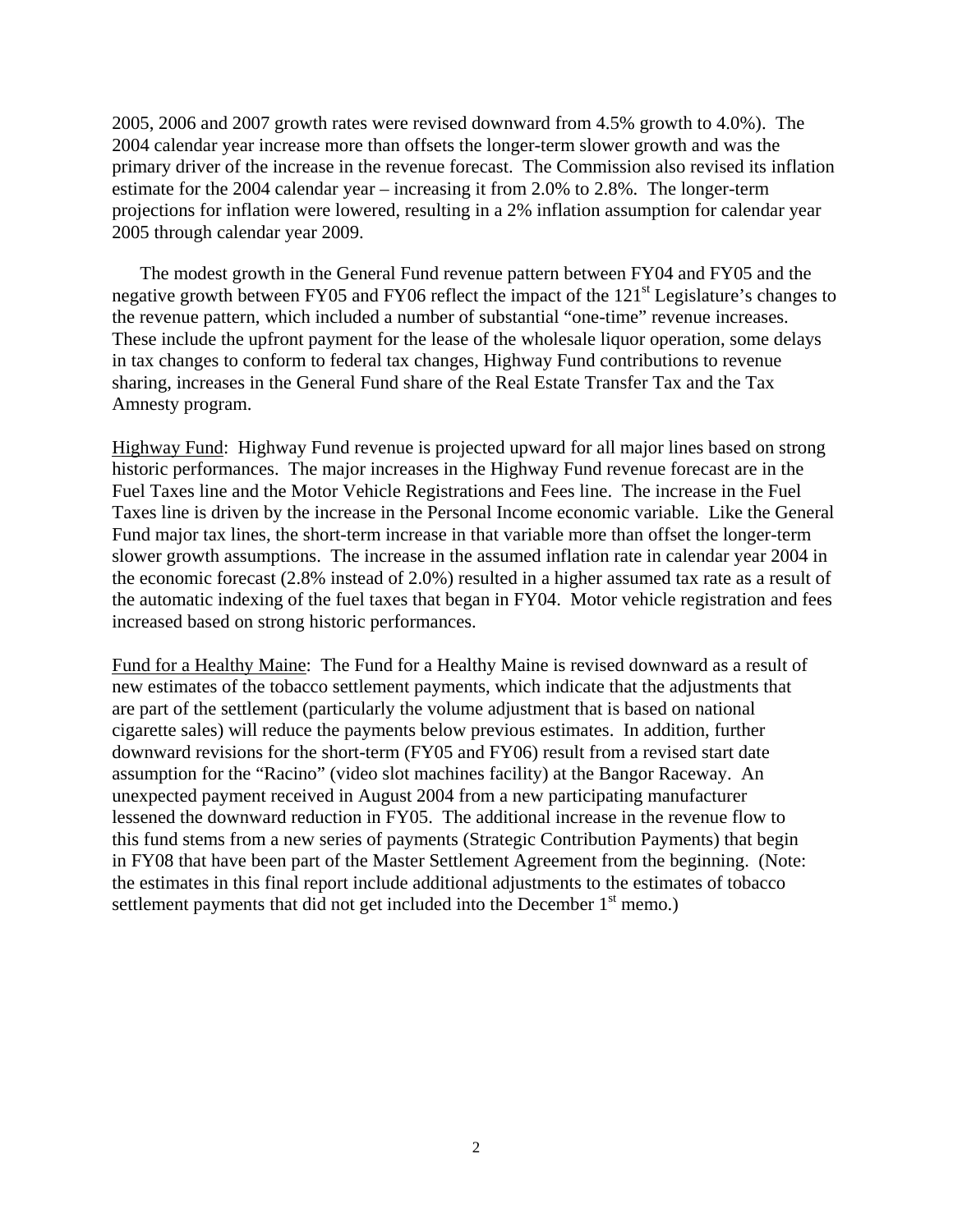2005, 2006 and 2007 growth rates were revised downward from 4.5% growth to 4.0%). The 2004 calendar year increase more than offsets the longer-term slower growth and was the primary driver of the increase in the revenue forecast. The Commission also revised its inflation estimate for the 2004 calendar year – increasing it from 2.0% to 2.8%. The longer-term projections for inflation were lowered, resulting in a 2% inflation assumption for calendar year 2005 through calendar year 2009.

The modest growth in the General Fund revenue pattern between FY04 and FY05 and the negative growth between FY05 and FY06 reflect the impact of the 121st Legislature's changes to the revenue pattern, which included a number of substantial "one-time" revenue increases. These include the upfront payment for the lease of the wholesale liquor operation, some delays in tax changes to conform to federal tax changes, Highway Fund contributions to revenue sharing, increases in the General Fund share of the Real Estate Transfer Tax and the Tax Amnesty program.

Highway Fund: Highway Fund revenue is projected upward for all major lines based on strong historic performances. The major increases in the Highway Fund revenue forecast are in the Fuel Taxes line and the Motor Vehicle Registrations and Fees line. The increase in the Fuel Taxes line is driven by the increase in the Personal Income economic variable. Like the General Fund major tax lines, the short-term increase in that variable more than offset the longer-term slower growth assumptions. The increase in the assumed inflation rate in calendar year 2004 in the economic forecast (2.8% instead of 2.0%) resulted in a higher assumed tax rate as a result of the automatic indexing of the fuel taxes that began in FY04. Motor vehicle registration and fees increased based on strong historic performances.

Fund for a Healthy Maine: The Fund for a Healthy Maine is revised downward as a result of new estimates of the tobacco settlement payments, which indicate that the adjustments that are part of the settlement (particularly the volume adjustment that is based on national cigarette sales) will reduce the payments below previous estimates. In addition, further downward revisions for the short-term (FY05 and FY06) result from a revised start date assumption for the "Racino" (video slot machines facility) at the Bangor Raceway. An unexpected payment received in August 2004 from a new participating manufacturer lessened the downward reduction in FY05. The additional increase in the revenue flow to this fund stems from a new series of payments (Strategic Contribution Payments) that begin in FY08 that have been part of the Master Settlement Agreement from the beginning. (Note: the estimates in this final report include additional adjustments to the estimates of tobacco settlement payments that did not get included into the December 1st memo.)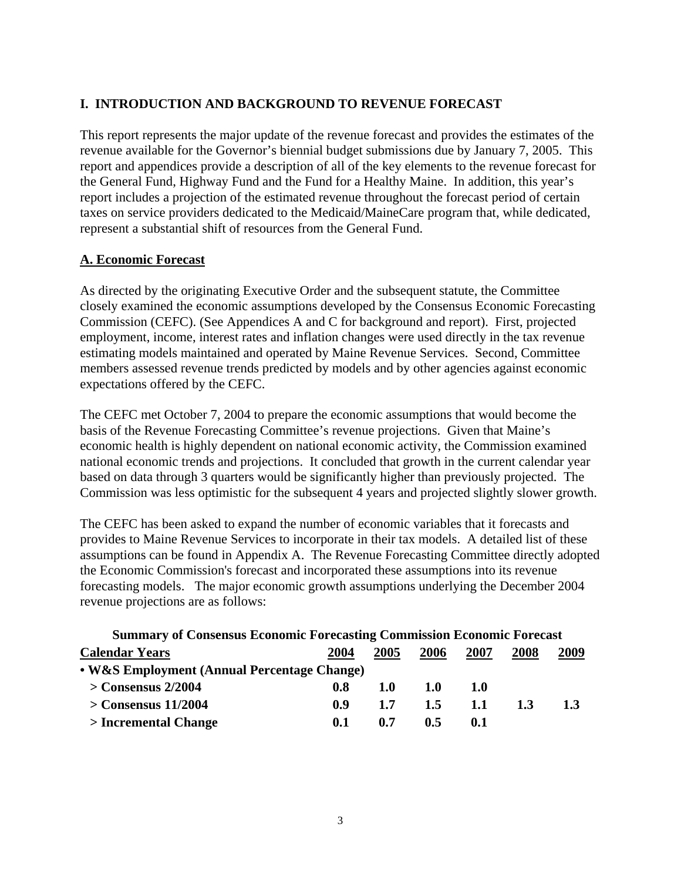## I. INTRODUCTION AND BACKGROUND TO REVENUE FORECAST

This report represents the major update of the revenue forecast and provides the estimates of the revenue available for the Governor's biennial budget submissions due by January 7, 2005. This report and appendices provide a description of all of the key elements to the revenue forecast for the General Fund, Highway Fund and the Fund for a Healthy Maine. In addition, this year's report includes a projection of the estimated revenue throughout the forecast period of certain taxes on service providers dedicated to the Medicaid/MaineCare program that, while dedicated, represent a substantial shift of resources from the General Fund.

### A. Economic Forecast

As directed by the originating Executive Order and the subsequent statute, the Committee closely examined the economic assumptions developed by the Consensus Economic Forecasting Commission (CEFC). (See Appendices A and C for background and report). First, projected employment, income, interest rates and inflation changes were used directly in the tax revenue estimating models maintained and operated by Maine Revenue Services. Second, Committee members assessed revenue trends predicted by models and by other agencies against economic expectations offered by the CEFC.

The CEFC met October 7, 2004 to prepare the economic assumptions that would become the basis of the Revenue Forecasting Committee's revenue projections. Given that Maine's economic health is highly dependent on national economic activity, the Commission examined national economic trends and projections. It concluded that growth in the current calendar year based on data through 3 quarters would be significantly higher than previously projected. The Commission was less optimistic for the subsequent 4 years and projected slightly slower growth.

The CEFC has been asked to expand the number of economic variables that it forecasts and provides to Maine Revenue Services to incorporate in their tax models. A detailed list of these assumptions can be found in Appendix A. The Revenue Forecasting Committee directly adopted the Economic Commission's forecast and incorporated these assumptions into its revenue forecasting models. The major economic growth assumptions underlying the December 2004 revenue projections are as follows:

**Summary of Consensus Economic Forecasting Commission Economic Forecast**

| Calendar Years | 2004 | 2005 | 2006 | 2007 | 2008 | 2009 |
|---|---|---|---|---|---|---|
| **• W&S Employment (Annual Percentage Change)** | | | | | | |
| **> Consensus 2/2004** | **0.8** | **1.0** | **1.0** | **1.0** | | |
| **> Consensus 11/2004** | **0.9** | **1.7** | **1.5** | **1.1** | **1.3** | **1.3** |
| **> Incremental Change** | **0.1** | **0.7** | **0.5** | **0.1** | | |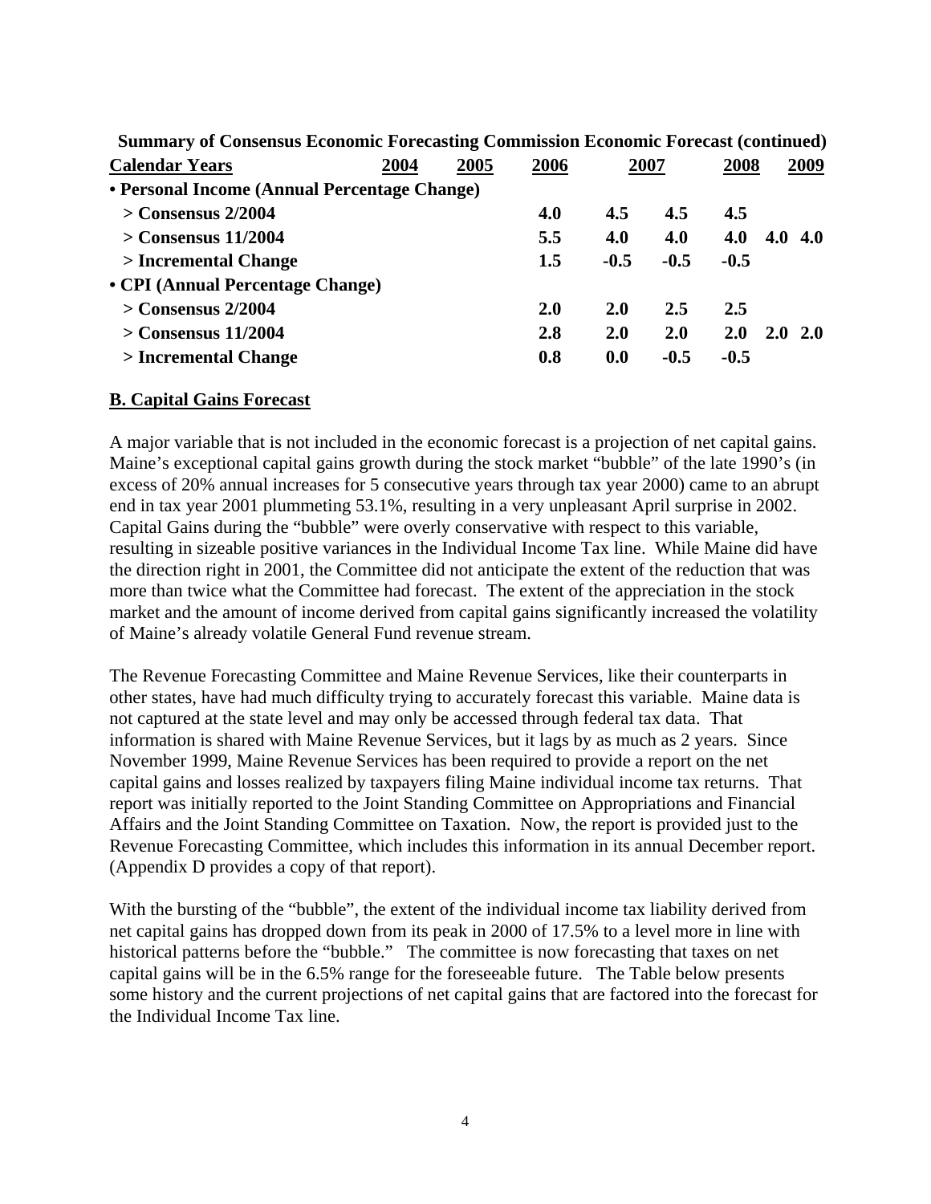**Summary of Consensus Economic Forecasting Commission Economic Forecast (continued)**

| Calendar Years | 2004 | 2005 | 2006 | 2007 | 2008 | 2009 |
|---|---|---|---|---|---|---|
| **• Personal Income (Annual Percentage Change)** | | | | | | |
| > Consensus 2/2004 | 4.0 | 4.5 | 4.5 | 4.5 | | |
| > Consensus 11/2004 | 5.5 | 4.0 | 4.0 | 4.0 | 4.0 | 4.0 |
| > Incremental Change | 1.5 | -0.5 | -0.5 | -0.5 | | |
| **• CPI (Annual Percentage Change)** | | | | | | |
| > Consensus 2/2004 | 2.0 | 2.0 | 2.5 | 2.5 | | |
| > Consensus 11/2004 | 2.8 | 2.0 | 2.0 | 2.0 | 2.0 | 2.0 |
| > Incremental Change | 0.8 | 0.0 | -0.5 | -0.5 | | |

## B. Capital Gains Forecast

A major variable that is not included in the economic forecast is a projection of net capital gains. Maine's exceptional capital gains growth during the stock market "bubble" of the late 1990's (in excess of 20% annual increases for 5 consecutive years through tax year 2000) came to an abrupt end in tax year 2001 plummeting 53.1%, resulting in a very unpleasant April surprise in 2002. Capital Gains during the "bubble" were overly conservative with respect to this variable, resulting in sizeable positive variances in the Individual Income Tax line. While Maine did have the direction right in 2001, the Committee did not anticipate the extent of the reduction that was more than twice what the Committee had forecast. The extent of the appreciation in the stock market and the amount of income derived from capital gains significantly increased the volatility of Maine's already volatile General Fund revenue stream.

The Revenue Forecasting Committee and Maine Revenue Services, like their counterparts in other states, have had much difficulty trying to accurately forecast this variable. Maine data is not captured at the state level and may only be accessed through federal tax data. That information is shared with Maine Revenue Services, but it lags by as much as 2 years. Since November 1999, Maine Revenue Services has been required to provide a report on the net capital gains and losses realized by taxpayers filing Maine individual income tax returns. That report was initially reported to the Joint Standing Committee on Appropriations and Financial Affairs and the Joint Standing Committee on Taxation. Now, the report is provided just to the Revenue Forecasting Committee, which includes this information in its annual December report. (Appendix D provides a copy of that report).

With the bursting of the "bubble", the extent of the individual income tax liability derived from net capital gains has dropped down from its peak in 2000 of 17.5% to a level more in line with historical patterns before the "bubble." The committee is now forecasting that taxes on net capital gains will be in the 6.5% range for the foreseeable future. The Table below presents some history and the current projections of net capital gains that are factored into the forecast for the Individual Income Tax line.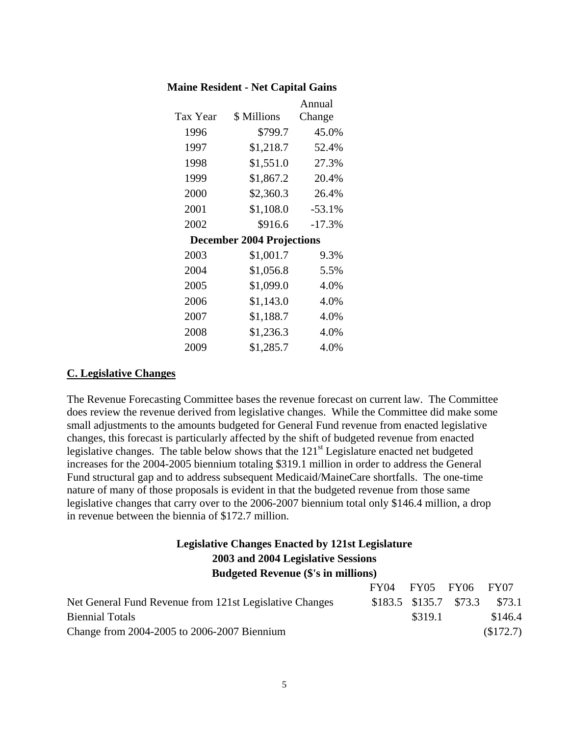**Maine Resident - Net Capital Gains**

| Tax Year | \$ Millions | Annual Change |
|---|---|---|
| 1996 | \$799.7 | 45.0% |
| 1997 | \$1,218.7 | 52.4% |
| 1998 | \$1,551.0 | 27.3% |
| 1999 | \$1,867.2 | 20.4% |
| 2000 | \$2,360.3 | 26.4% |
| 2001 | \$1,108.0 | -53.1% |
| 2002 | \$916.6 | -17.3% |
| **December 2004 Projections** | | |
| 2003 | \$1,001.7 | 9.3% |
| 2004 | \$1,056.8 | 5.5% |
| 2005 | \$1,099.0 | 4.0% |
| 2006 | \$1,143.0 | 4.0% |
| 2007 | \$1,188.7 | 4.0% |
| 2008 | \$1,236.3 | 4.0% |
| 2009 | \$1,285.7 | 4.0% |

## C. Legislative Changes

The Revenue Forecasting Committee bases the revenue forecast on current law. The Committee does review the revenue derived from legislative changes. While the Committee did make some small adjustments to the amounts budgeted for General Fund revenue from enacted legislative changes, this forecast is particularly affected by the shift of budgeted revenue from enacted legislative changes. The table below shows that the 121st Legislature enacted net budgeted increases for the 2004-2005 biennium totaling \$319.1 million in order to address the General Fund structural gap and to address subsequent Medicaid/MaineCare shortfalls. The one-time nature of many of those proposals is evident in that the budgeted revenue from those same legislative changes that carry over to the 2006-2007 biennium total only \$146.4 million, a drop in revenue between the biennia of \$172.7 million.

**Legislative Changes Enacted by 121st Legislature**
**2003 and 2004 Legislative Sessions**
**Budgeted Revenue (\$'s in millions)**

| | FY04 | FY05 | FY06 | FY07 |
|---|---|---|---|---|
| Net General Fund Revenue from 121st Legislative Changes | \$183.5 | \$135.7 | \$73.3 | \$73.1 |
| Biennial Totals | | \$319.1 | | \$146.4 |
| Change from 2004-2005 to 2006-2007 Biennium | | | | (\$172.7) |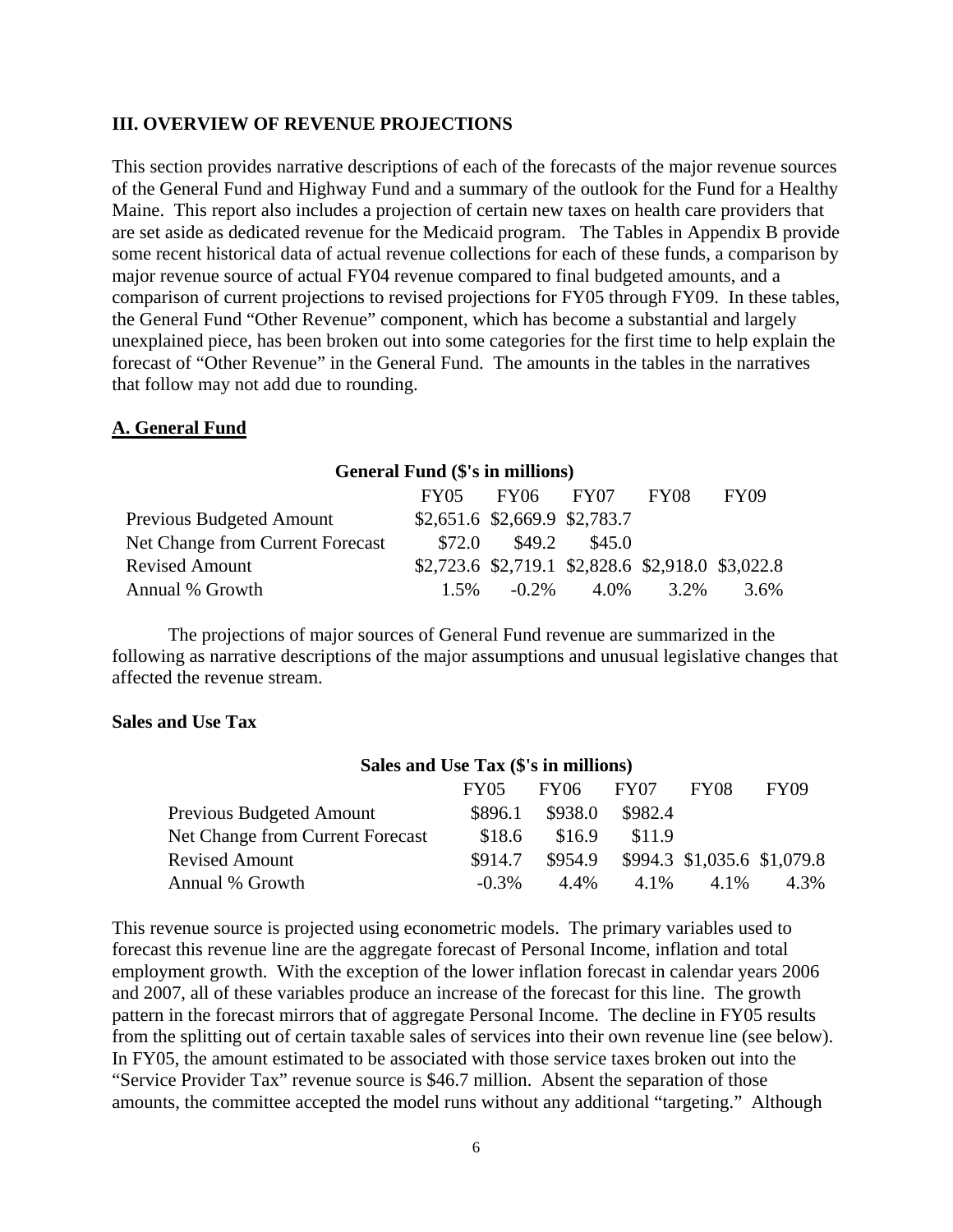## III. OVERVIEW OF REVENUE PROJECTIONS

This section provides narrative descriptions of each of the forecasts of the major revenue sources of the General Fund and Highway Fund and a summary of the outlook for the Fund for a Healthy Maine. This report also includes a projection of certain new taxes on health care providers that are set aside as dedicated revenue for the Medicaid program. The Tables in Appendix B provide some recent historical data of actual revenue collections for each of these funds, a comparison by major revenue source of actual FY04 revenue compared to final budgeted amounts, and a comparison of current projections to revised projections for FY05 through FY09. In these tables, the General Fund "Other Revenue" component, which has become a substantial and largely unexplained piece, has been broken out into some categories for the first time to help explain the forecast of "Other Revenue" in the General Fund. The amounts in the tables in the narratives that follow may not add due to rounding.

### A. General Fund

**General Fund ($'s in millions)**

| | FY05 | FY06 | FY07 | FY08 | FY09 |
|---|---|---|---|---|---|
| Previous Budgeted Amount | $2,651.6 | $2,669.9 | $2,783.7 | | |
| Net Change from Current Forecast | $72.0 | $49.2 | $45.0 | | |
| Revised Amount | $2,723.6 | $2,719.1 | $2,828.6 | $2,918.0 | $3,022.8 |
| Annual % Growth | 1.5% | -0.2% | 4.0% | 3.2% | 3.6% |

The projections of major sources of General Fund revenue are summarized in the following as narrative descriptions of the major assumptions and unusual legislative changes that affected the revenue stream.

#### Sales and Use Tax

**Sales and Use Tax ($'s in millions)**

| | FY05 | FY06 | FY07 | FY08 | FY09 |
|---|---|---|---|---|---|
| Previous Budgeted Amount | $896.1 | $938.0 | $982.4 | | |
| Net Change from Current Forecast | $18.6 | $16.9 | $11.9 | | |
| Revised Amount | $914.7 | $954.9 | $994.3 | $1,035.6 | $1,079.8 |
| Annual % Growth | -0.3% | 4.4% | 4.1% | 4.1% | 4.3% |

This revenue source is projected using econometric models. The primary variables used to forecast this revenue line are the aggregate forecast of Personal Income, inflation and total employment growth. With the exception of the lower inflation forecast in calendar years 2006 and 2007, all of these variables produce an increase of the forecast for this line. The growth pattern in the forecast mirrors that of aggregate Personal Income. The decline in FY05 results from the splitting out of certain taxable sales of services into their own revenue line (see below). In FY05, the amount estimated to be associated with those service taxes broken out into the "Service Provider Tax" revenue source is $46.7 million. Absent the separation of those amounts, the committee accepted the model runs without any additional "targeting." Although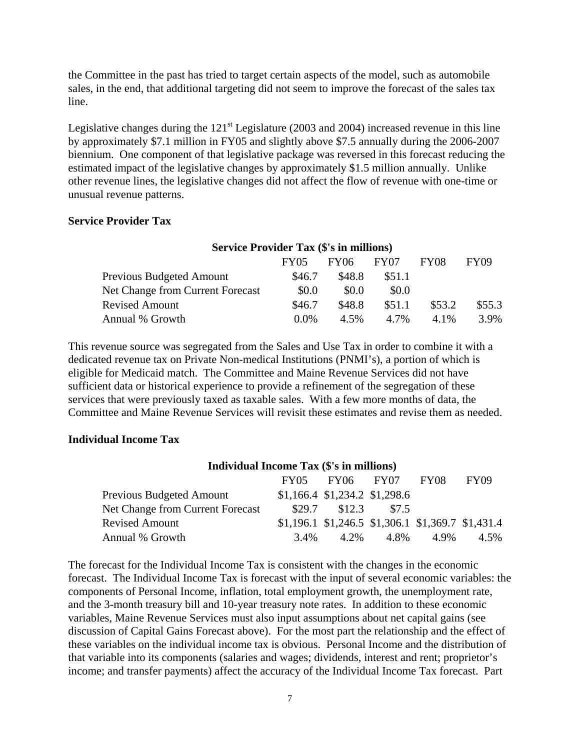the Committee in the past has tried to target certain aspects of the model, such as automobile sales, in the end, that additional targeting did not seem to improve the forecast of the sales tax line.

Legislative changes during the 121st Legislature (2003 and 2004) increased revenue in this line by approximately $7.1 million in FY05 and slightly above $7.5 annually during the 2006-2007 biennium. One component of that legislative package was reversed in this forecast reducing the estimated impact of the legislative changes by approximately $1.5 million annually. Unlike other revenue lines, the legislative changes did not affect the flow of revenue with one-time or unusual revenue patterns.

**Service Provider Tax**

**Service Provider Tax ($'s in millions)**

| | FY05 | FY06 | FY07 | FY08 | FY09 |
|---|---|---|---|---|---|
| Previous Budgeted Amount | $46.7 | $48.8 | $51.1 | | |
| Net Change from Current Forecast | $0.0 | $0.0 | $0.0 | | |
| Revised Amount | $46.7 | $48.8 | $51.1 | $53.2 | $55.3 |
| Annual % Growth | 0.0% | 4.5% | 4.7% | 4.1% | 3.9% |

This revenue source was segregated from the Sales and Use Tax in order to combine it with a dedicated revenue tax on Private Non-medical Institutions (PNMI's), a portion of which is eligible for Medicaid match. The Committee and Maine Revenue Services did not have sufficient data or historical experience to provide a refinement of the segregation of these services that were previously taxed as taxable sales. With a few more months of data, the Committee and Maine Revenue Services will revisit these estimates and revise them as needed.

**Individual Income Tax**

**Individual Income Tax ($'s in millions)**

| | FY05 | FY06 | FY07 | FY08 | FY09 |
|---|---|---|---|---|---|
| Previous Budgeted Amount | $1,166.4 | $1,234.2 | $1,298.6 | | |
| Net Change from Current Forecast | $29.7 | $12.3 | $7.5 | | |
| Revised Amount | $1,196.1 | $1,246.5 | $1,306.1 | $1,369.7 | $1,431.4 |
| Annual % Growth | 3.4% | 4.2% | 4.8% | 4.9% | 4.5% |

The forecast for the Individual Income Tax is consistent with the changes in the economic forecast. The Individual Income Tax is forecast with the input of several economic variables: the components of Personal Income, inflation, total employment growth, the unemployment rate, and the 3-month treasury bill and 10-year treasury note rates. In addition to these economic variables, Maine Revenue Services must also input assumptions about net capital gains (see discussion of Capital Gains Forecast above). For the most part the relationship and the effect of these variables on the individual income tax is obvious. Personal Income and the distribution of that variable into its components (salaries and wages; dividends, interest and rent; proprietor's income; and transfer payments) affect the accuracy of the Individual Income Tax forecast. Part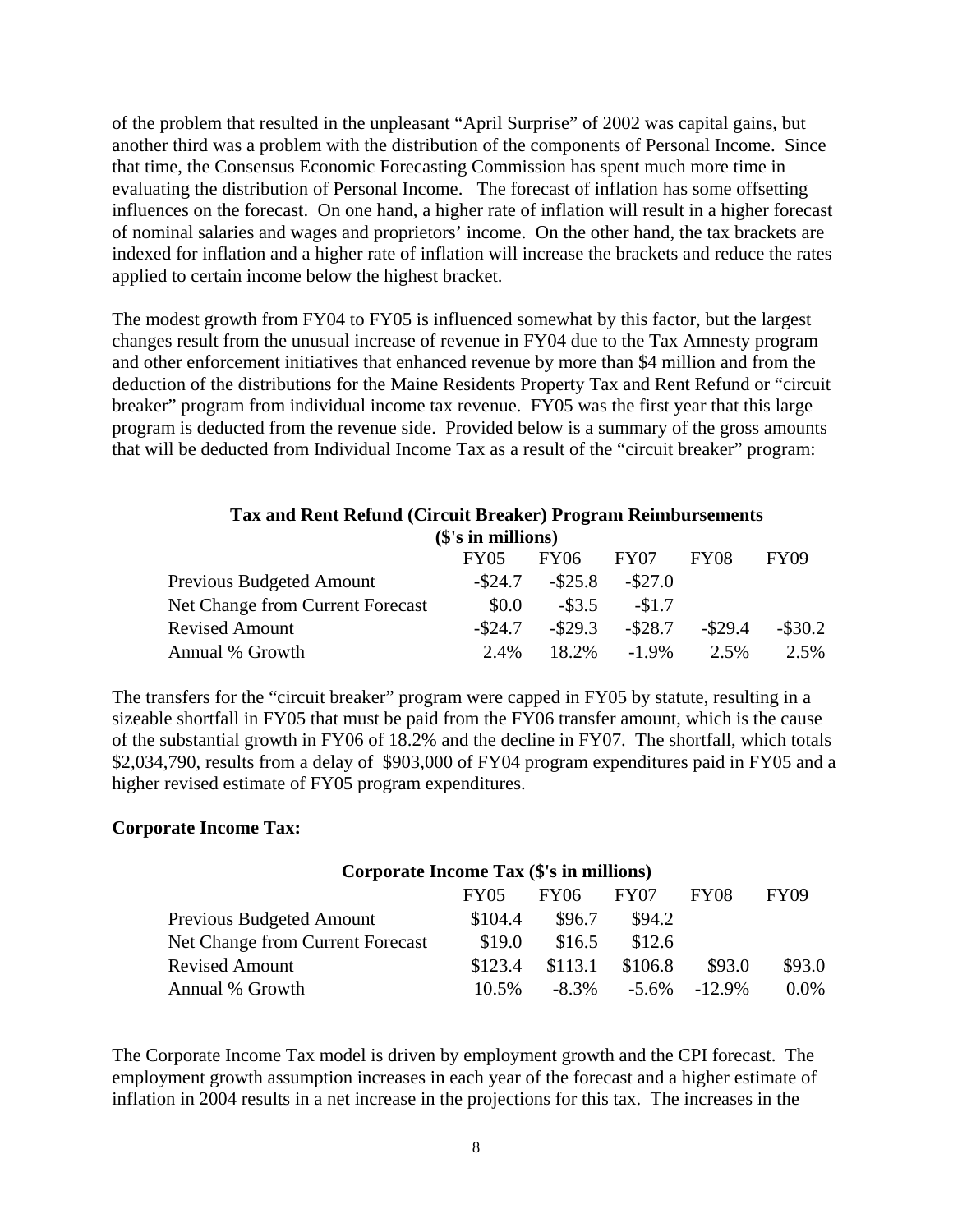of the problem that resulted in the unpleasant "April Surprise" of 2002 was capital gains, but another third was a problem with the distribution of the components of Personal Income. Since that time, the Consensus Economic Forecasting Commission has spent much more time in evaluating the distribution of Personal Income. The forecast of inflation has some offsetting influences on the forecast. On one hand, a higher rate of inflation will result in a higher forecast of nominal salaries and wages and proprietors' income. On the other hand, the tax brackets are indexed for inflation and a higher rate of inflation will increase the brackets and reduce the rates applied to certain income below the highest bracket.

The modest growth from FY04 to FY05 is influenced somewhat by this factor, but the largest changes result from the unusual increase of revenue in FY04 due to the Tax Amnesty program and other enforcement initiatives that enhanced revenue by more than $4 million and from the deduction of the distributions for the Maine Residents Property Tax and Rent Refund or "circuit breaker" program from individual income tax revenue. FY05 was the first year that this large program is deducted from the revenue side. Provided below is a summary of the gross amounts that will be deducted from Individual Income Tax as a result of the "circuit breaker" program:

**Tax and Rent Refund (Circuit Breaker) Program Reimbursements**
**($'s in millions)**

| | FY05 | FY06 | FY07 | FY08 | FY09 |
|---|---|---|---|---|---|
| Previous Budgeted Amount | -$24.7 | -$25.8 | -$27.0 | | |
| Net Change from Current Forecast | $0.0 | -$3.5 | -$1.7 | | |
| Revised Amount | -$24.7 | -$29.3 | -$28.7 | -$29.4 | -$30.2 |
| Annual % Growth | 2.4% | 18.2% | -1.9% | 2.5% | 2.5% |

The transfers for the "circuit breaker" program were capped in FY05 by statute, resulting in a sizeable shortfall in FY05 that must be paid from the FY06 transfer amount, which is the cause of the substantial growth in FY06 of 18.2% and the decline in FY07. The shortfall, which totals $2,034,790, results from a delay of $903,000 of FY04 program expenditures paid in FY05 and a higher revised estimate of FY05 program expenditures.

**Corporate Income Tax:**

**Corporate Income Tax ($'s in millions)**

| | FY05 | FY06 | FY07 | FY08 | FY09 |
|---|---|---|---|---|---|
| Previous Budgeted Amount | $104.4 | $96.7 | $94.2 | | |
| Net Change from Current Forecast | $19.0 | $16.5 | $12.6 | | |
| Revised Amount | $123.4 | $113.1 | $106.8 | $93.0 | $93.0 |
| Annual % Growth | 10.5% | -8.3% | -5.6% | -12.9% | 0.0% |

The Corporate Income Tax model is driven by employment growth and the CPI forecast. The employment growth assumption increases in each year of the forecast and a higher estimate of inflation in 2004 results in a net increase in the projections for this tax. The increases in the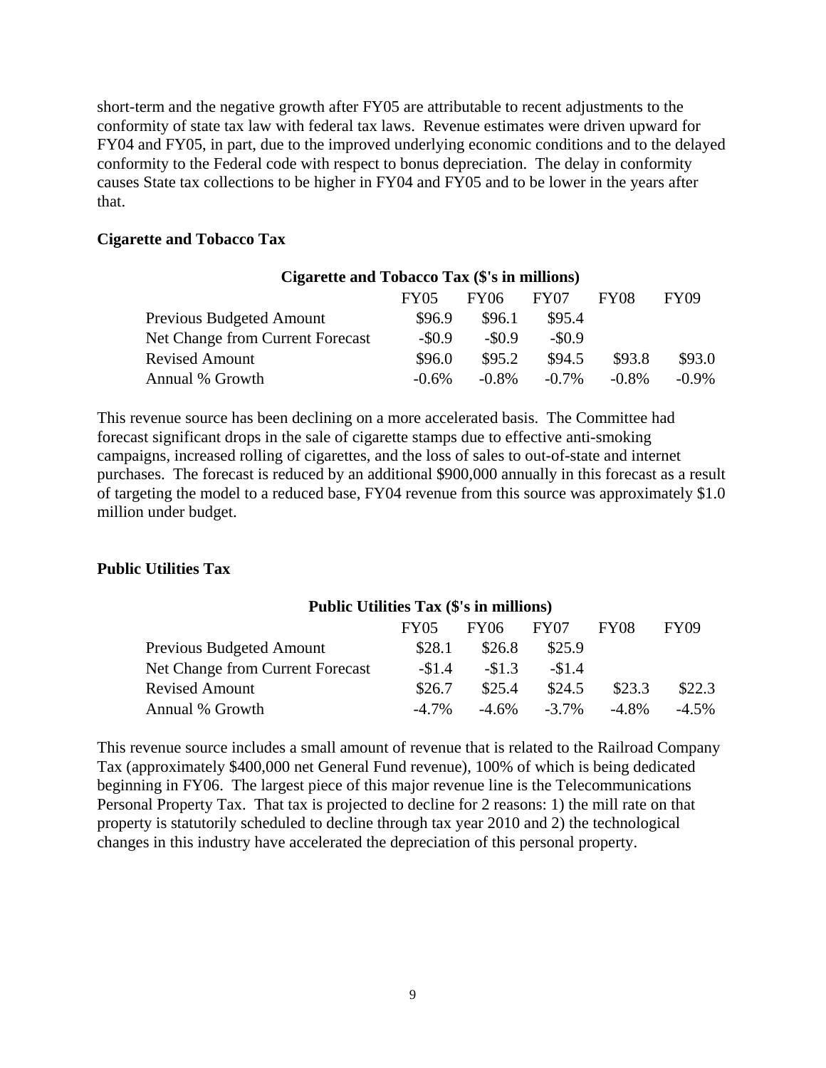short-term and the negative growth after FY05 are attributable to recent adjustments to the conformity of state tax law with federal tax laws. Revenue estimates were driven upward for FY04 and FY05, in part, due to the improved underlying economic conditions and to the delayed conformity to the Federal code with respect to bonus depreciation. The delay in conformity causes State tax collections to be higher in FY04 and FY05 and to be lower in the years after that.

**Cigarette and Tobacco Tax**

**Cigarette and Tobacco Tax ($'s in millions)**

| | FY05 | FY06 | FY07 | FY08 | FY09 |
|---|---|---|---|---|---|
| Previous Budgeted Amount | $96.9 | $96.1 | $95.4 | | |
| Net Change from Current Forecast | -$0.9 | -$0.9 | -$0.9 | | |
| Revised Amount | $96.0 | $95.2 | $94.5 | $93.8 | $93.0 |
| Annual % Growth | -0.6% | -0.8% | -0.7% | -0.8% | -0.9% |

This revenue source has been declining on a more accelerated basis. The Committee had forecast significant drops in the sale of cigarette stamps due to effective anti-smoking campaigns, increased rolling of cigarettes, and the loss of sales to out-of-state and internet purchases. The forecast is reduced by an additional $900,000 annually in this forecast as a result of targeting the model to a reduced base, FY04 revenue from this source was approximately $1.0 million under budget.

**Public Utilities Tax**

**Public Utilities Tax ($'s in millions)**

| | FY05 | FY06 | FY07 | FY08 | FY09 |
|---|---|---|---|---|---|
| Previous Budgeted Amount | $28.1 | $26.8 | $25.9 | | |
| Net Change from Current Forecast | -$1.4 | -$1.3 | -$1.4 | | |
| Revised Amount | $26.7 | $25.4 | $24.5 | $23.3 | $22.3 |
| Annual % Growth | -4.7% | -4.6% | -3.7% | -4.8% | -4.5% |

This revenue source includes a small amount of revenue that is related to the Railroad Company Tax (approximately $400,000 net General Fund revenue), 100% of which is being dedicated beginning in FY06. The largest piece of this major revenue line is the Telecommunications Personal Property Tax. That tax is projected to decline for 2 reasons: 1) the mill rate on that property is statutorily scheduled to decline through tax year 2010 and 2) the technological changes in this industry have accelerated the depreciation of this personal property.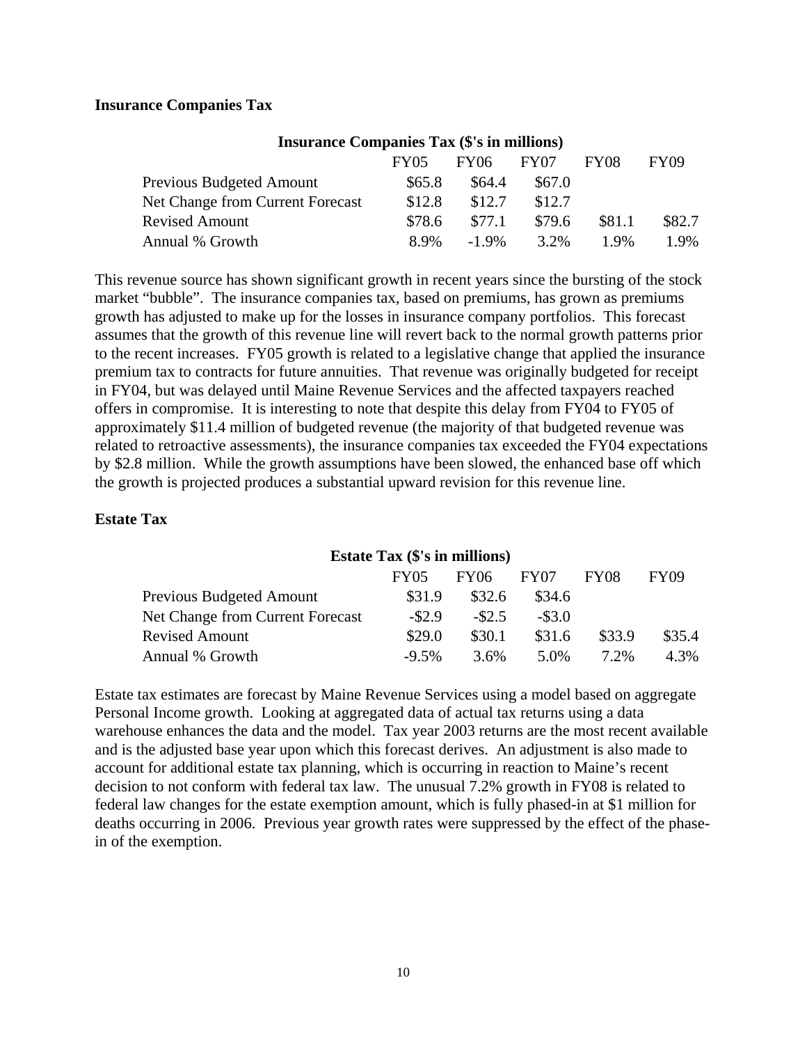**Insurance Companies Tax**

| Insurance Companies Tax ($'s in millions) | | | | | |
|---|---|---|---|---|---|
| | FY05 | FY06 | FY07 | FY08 | FY09 |
| Previous Budgeted Amount | $65.8 | $64.4 | $67.0 | | |
| Net Change from Current Forecast | $12.8 | $12.7 | $12.7 | | |
| Revised Amount | $78.6 | $77.1 | $79.6 | $81.1 | $82.7 |
| Annual % Growth | 8.9% | -1.9% | 3.2% | 1.9% | 1.9% |

This revenue source has shown significant growth in recent years since the bursting of the stock market "bubble". The insurance companies tax, based on premiums, has grown as premiums growth has adjusted to make up for the losses in insurance company portfolios. This forecast assumes that the growth of this revenue line will revert back to the normal growth patterns prior to the recent increases. FY05 growth is related to a legislative change that applied the insurance premium tax to contracts for future annuities. That revenue was originally budgeted for receipt in FY04, but was delayed until Maine Revenue Services and the affected taxpayers reached offers in compromise. It is interesting to note that despite this delay from FY04 to FY05 of approximately $11.4 million of budgeted revenue (the majority of that budgeted revenue was related to retroactive assessments), the insurance companies tax exceeded the FY04 expectations by $2.8 million. While the growth assumptions have been slowed, the enhanced base off which the growth is projected produces a substantial upward revision for this revenue line.

**Estate Tax**

| Estate Tax ($'s in millions) | | | | | |
|---|---|---|---|---|---|
| | FY05 | FY06 | FY07 | FY08 | FY09 |
| Previous Budgeted Amount | $31.9 | $32.6 | $34.6 | | |
| Net Change from Current Forecast | -$2.9 | -$2.5 | -$3.0 | | |
| Revised Amount | $29.0 | $30.1 | $31.6 | $33.9 | $35.4 |
| Annual % Growth | -9.5% | 3.6% | 5.0% | 7.2% | 4.3% |

Estate tax estimates are forecast by Maine Revenue Services using a model based on aggregate Personal Income growth. Looking at aggregated data of actual tax returns using a data warehouse enhances the data and the model. Tax year 2003 returns are the most recent available and is the adjusted base year upon which this forecast derives. An adjustment is also made to account for additional estate tax planning, which is occurring in reaction to Maine's recent decision to not conform with federal tax law. The unusual 7.2% growth in FY08 is related to federal law changes for the estate exemption amount, which is fully phased-in at $1 million for deaths occurring in 2006. Previous year growth rates were suppressed by the effect of the phase-in of the exemption.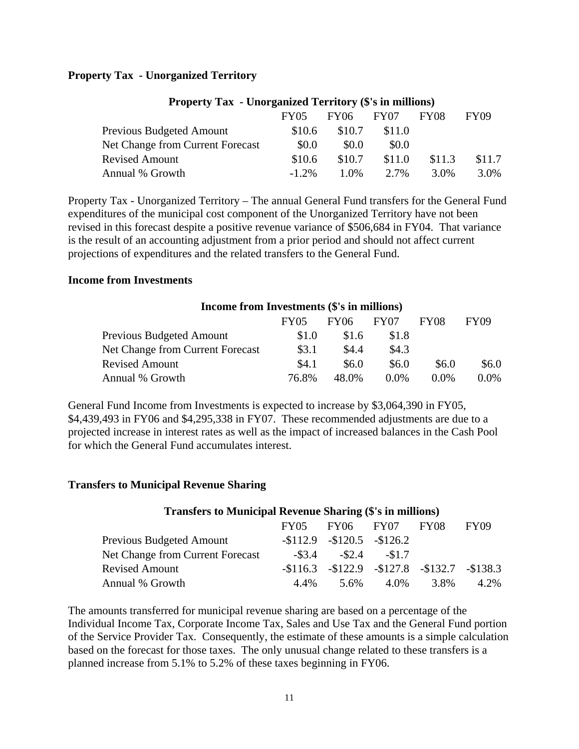**Property Tax - Unorganized Territory**

| Property Tax - Unorganized Territory ($'s in millions) | FY05 | FY06 | FY07 | FY08 | FY09 |
|---|---|---|---|---|---|
| Previous Budgeted Amount | $10.6 | $10.7 | $11.0 | | |
| Net Change from Current Forecast | $0.0 | $0.0 | $0.0 | | |
| Revised Amount | $10.6 | $10.7 | $11.0 | $11.3 | $11.7 |
| Annual % Growth | -1.2% | 1.0% | 2.7% | 3.0% | 3.0% |

Property Tax - Unorganized Territory – The annual General Fund transfers for the General Fund expenditures of the municipal cost component of the Unorganized Territory have not been revised in this forecast despite a positive revenue variance of $506,684 in FY04. That variance is the result of an accounting adjustment from a prior period and should not affect current projections of expenditures and the related transfers to the General Fund.

**Income from Investments**

| Income from Investments ($'s in millions) | FY05 | FY06 | FY07 | FY08 | FY09 |
|---|---|---|---|---|---|
| Previous Budgeted Amount | $1.0 | $1.6 | $1.8 | | |
| Net Change from Current Forecast | $3.1 | $4.4 | $4.3 | | |
| Revised Amount | $4.1 | $6.0 | $6.0 | $6.0 | $6.0 |
| Annual % Growth | 76.8% | 48.0% | 0.0% | 0.0% | 0.0% |

General Fund Income from Investments is expected to increase by $3,064,390 in FY05, $4,439,493 in FY06 and $4,295,338 in FY07. These recommended adjustments are due to a projected increase in interest rates as well as the impact of increased balances in the Cash Pool for which the General Fund accumulates interest.

**Transfers to Municipal Revenue Sharing**

| Transfers to Municipal Revenue Sharing ($'s in millions) | FY05 | FY06 | FY07 | FY08 | FY09 |
|---|---|---|---|---|---|
| Previous Budgeted Amount | -$112.9 | -$120.5 | -$126.2 | | |
| Net Change from Current Forecast | -$3.4 | -$2.4 | -$1.7 | | |
| Revised Amount | -$116.3 | -$122.9 | -$127.8 | -$132.7 | -$138.3 |
| Annual % Growth | 4.4% | 5.6% | 4.0% | 3.8% | 4.2% |

The amounts transferred for municipal revenue sharing are based on a percentage of the Individual Income Tax, Corporate Income Tax, Sales and Use Tax and the General Fund portion of the Service Provider Tax. Consequently, the estimate of these amounts is a simple calculation based on the forecast for those taxes. The only unusual change related to these transfers is a planned increase from 5.1% to 5.2% of these taxes beginning in FY06.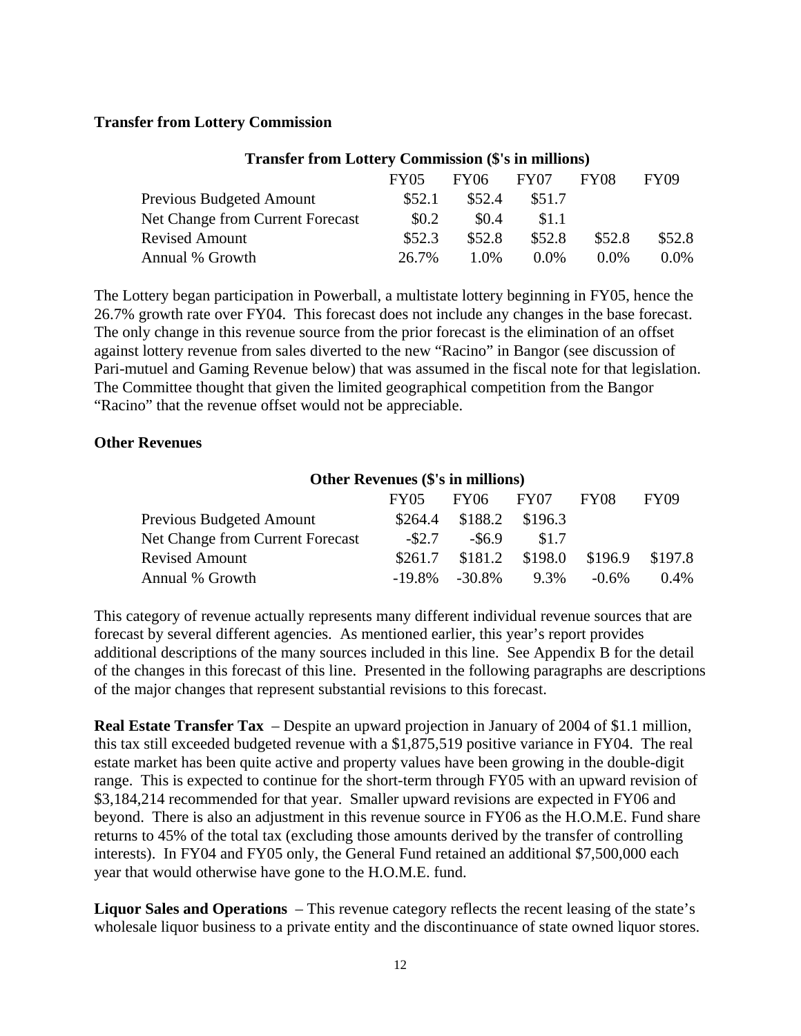**Transfer from Lottery Commission**

| Transfer from Lottery Commission ($'s in millions) | | | | | |
|---|---|---|---|---|---|
| | FY05 | FY06 | FY07 | FY08 | FY09 |
| Previous Budgeted Amount | $52.1 | $52.4 | $51.7 | | |
| Net Change from Current Forecast | $0.2 | $0.4 | $1.1 | | |
| Revised Amount | $52.3 | $52.8 | $52.8 | $52.8 | $52.8 |
| Annual % Growth | 26.7% | 1.0% | 0.0% | 0.0% | 0.0% |

The Lottery began participation in Powerball, a multistate lottery beginning in FY05, hence the 26.7% growth rate over FY04. This forecast does not include any changes in the base forecast. The only change in this revenue source from the prior forecast is the elimination of an offset against lottery revenue from sales diverted to the new "Racino" in Bangor (see discussion of Pari-mutuel and Gaming Revenue below) that was assumed in the fiscal note for that legislation. The Committee thought that given the limited geographical competition from the Bangor "Racino" that the revenue offset would not be appreciable.

**Other Revenues**

| Other Revenues ($'s in millions) | | | | | |
|---|---|---|---|---|---|
| | FY05 | FY06 | FY07 | FY08 | FY09 |
| Previous Budgeted Amount | $264.4 | $188.2 | $196.3 | | |
| Net Change from Current Forecast | -$2.7 | -$6.9 | $1.7 | | |
| Revised Amount | $261.7 | $181.2 | $198.0 | $196.9 | $197.8 |
| Annual % Growth | -19.8% | -30.8% | 9.3% | -0.6% | 0.4% |

This category of revenue actually represents many different individual revenue sources that are forecast by several different agencies. As mentioned earlier, this year's report provides additional descriptions of the many sources included in this line. See Appendix B for the detail of the changes in this forecast of this line. Presented in the following paragraphs are descriptions of the major changes that represent substantial revisions to this forecast.

**Real Estate Transfer Tax** – Despite an upward projection in January of 2004 of $1.1 million, this tax still exceeded budgeted revenue with a $1,875,519 positive variance in FY04. The real estate market has been quite active and property values have been growing in the double-digit range. This is expected to continue for the short-term through FY05 with an upward revision of $3,184,214 recommended for that year. Smaller upward revisions are expected in FY06 and beyond. There is also an adjustment in this revenue source in FY06 as the H.O.M.E. Fund share returns to 45% of the total tax (excluding those amounts derived by the transfer of controlling interests). In FY04 and FY05 only, the General Fund retained an additional $7,500,000 each year that would otherwise have gone to the H.O.M.E. fund.

**Liquor Sales and Operations** – This revenue category reflects the recent leasing of the state's wholesale liquor business to a private entity and the discontinuance of state owned liquor stores.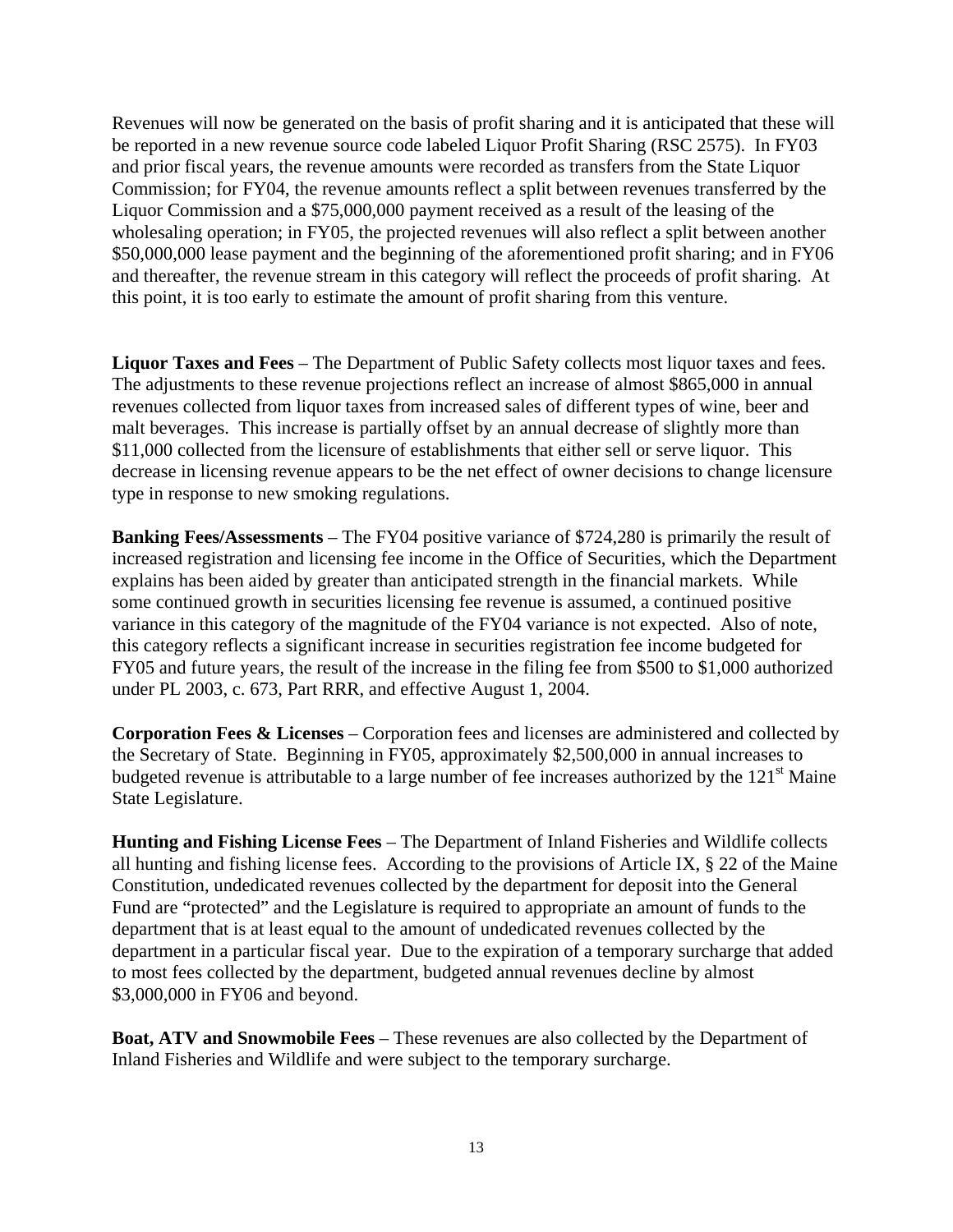Revenues will now be generated on the basis of profit sharing and it is anticipated that these will be reported in a new revenue source code labeled Liquor Profit Sharing (RSC 2575). In FY03 and prior fiscal years, the revenue amounts were recorded as transfers from the State Liquor Commission; for FY04, the revenue amounts reflect a split between revenues transferred by the Liquor Commission and a $75,000,000 payment received as a result of the leasing of the wholesaling operation; in FY05, the projected revenues will also reflect a split between another $50,000,000 lease payment and the beginning of the aforementioned profit sharing; and in FY06 and thereafter, the revenue stream in this category will reflect the proceeds of profit sharing. At this point, it is too early to estimate the amount of profit sharing from this venture.

**Liquor Taxes and Fees** – The Department of Public Safety collects most liquor taxes and fees. The adjustments to these revenue projections reflect an increase of almost $865,000 in annual revenues collected from liquor taxes from increased sales of different types of wine, beer and malt beverages. This increase is partially offset by an annual decrease of slightly more than $11,000 collected from the licensure of establishments that either sell or serve liquor. This decrease in licensing revenue appears to be the net effect of owner decisions to change licensure type in response to new smoking regulations.

**Banking Fees/Assessments** – The FY04 positive variance of $724,280 is primarily the result of increased registration and licensing fee income in the Office of Securities, which the Department explains has been aided by greater than anticipated strength in the financial markets. While some continued growth in securities licensing fee revenue is assumed, a continued positive variance in this category of the magnitude of the FY04 variance is not expected. Also of note, this category reflects a significant increase in securities registration fee income budgeted for FY05 and future years, the result of the increase in the filing fee from $500 to $1,000 authorized under PL 2003, c. 673, Part RRR, and effective August 1, 2004.

**Corporation Fees & Licenses** – Corporation fees and licenses are administered and collected by the Secretary of State. Beginning in FY05, approximately $2,500,000 in annual increases to budgeted revenue is attributable to a large number of fee increases authorized by the 121st Maine State Legislature.

**Hunting and Fishing License Fees** – The Department of Inland Fisheries and Wildlife collects all hunting and fishing license fees. According to the provisions of Article IX, § 22 of the Maine Constitution, undedicated revenues collected by the department for deposit into the General Fund are "protected" and the Legislature is required to appropriate an amount of funds to the department that is at least equal to the amount of undedicated revenues collected by the department in a particular fiscal year. Due to the expiration of a temporary surcharge that added to most fees collected by the department, budgeted annual revenues decline by almost $3,000,000 in FY06 and beyond.

**Boat, ATV and Snowmobile Fees** – These revenues are also collected by the Department of Inland Fisheries and Wildlife and were subject to the temporary surcharge.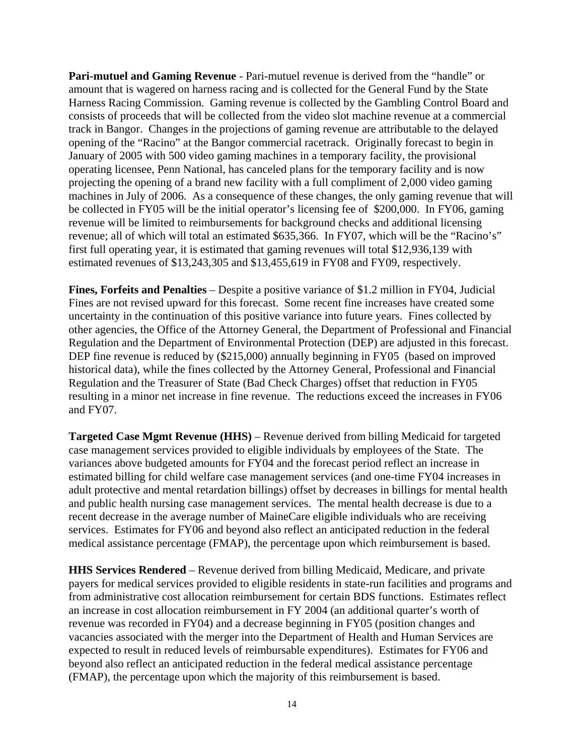**Pari-mutuel and Gaming Revenue** - Pari-mutuel revenue is derived from the "handle" or amount that is wagered on harness racing and is collected for the General Fund by the State Harness Racing Commission. Gaming revenue is collected by the Gambling Control Board and consists of proceeds that will be collected from the video slot machine revenue at a commercial track in Bangor. Changes in the projections of gaming revenue are attributable to the delayed opening of the "Racino" at the Bangor commercial racetrack. Originally forecast to begin in January of 2005 with 500 video gaming machines in a temporary facility, the provisional operating licensee, Penn National, has canceled plans for the temporary facility and is now projecting the opening of a brand new facility with a full compliment of 2,000 video gaming machines in July of 2006. As a consequence of these changes, the only gaming revenue that will be collected in FY05 will be the initial operator's licensing fee of $200,000. In FY06, gaming revenue will be limited to reimbursements for background checks and additional licensing revenue; all of which will total an estimated $635,366. In FY07, which will be the "Racino's" first full operating year, it is estimated that gaming revenues will total $12,936,139 with estimated revenues of $13,243,305 and $13,455,619 in FY08 and FY09, respectively.

**Fines, Forfeits and Penalties** – Despite a positive variance of $1.2 million in FY04, Judicial Fines are not revised upward for this forecast. Some recent fine increases have created some uncertainty in the continuation of this positive variance into future years. Fines collected by other agencies, the Office of the Attorney General, the Department of Professional and Financial Regulation and the Department of Environmental Protection (DEP) are adjusted in this forecast. DEP fine revenue is reduced by ($215,000) annually beginning in FY05 (based on improved historical data), while the fines collected by the Attorney General, Professional and Financial Regulation and the Treasurer of State (Bad Check Charges) offset that reduction in FY05 resulting in a minor net increase in fine revenue. The reductions exceed the increases in FY06 and FY07.

**Targeted Case Mgmt Revenue (HHS)** – Revenue derived from billing Medicaid for targeted case management services provided to eligible individuals by employees of the State. The variances above budgeted amounts for FY04 and the forecast period reflect an increase in estimated billing for child welfare case management services (and one-time FY04 increases in adult protective and mental retardation billings) offset by decreases in billings for mental health and public health nursing case management services. The mental health decrease is due to a recent decrease in the average number of MaineCare eligible individuals who are receiving services. Estimates for FY06 and beyond also reflect an anticipated reduction in the federal medical assistance percentage (FMAP), the percentage upon which reimbursement is based.

**HHS Services Rendered** – Revenue derived from billing Medicaid, Medicare, and private payers for medical services provided to eligible residents in state-run facilities and programs and from administrative cost allocation reimbursement for certain BDS functions. Estimates reflect an increase in cost allocation reimbursement in FY 2004 (an additional quarter's worth of revenue was recorded in FY04) and a decrease beginning in FY05 (position changes and vacancies associated with the merger into the Department of Health and Human Services are expected to result in reduced levels of reimbursable expenditures). Estimates for FY06 and beyond also reflect an anticipated reduction in the federal medical assistance percentage (FMAP), the percentage upon which the majority of this reimbursement is based.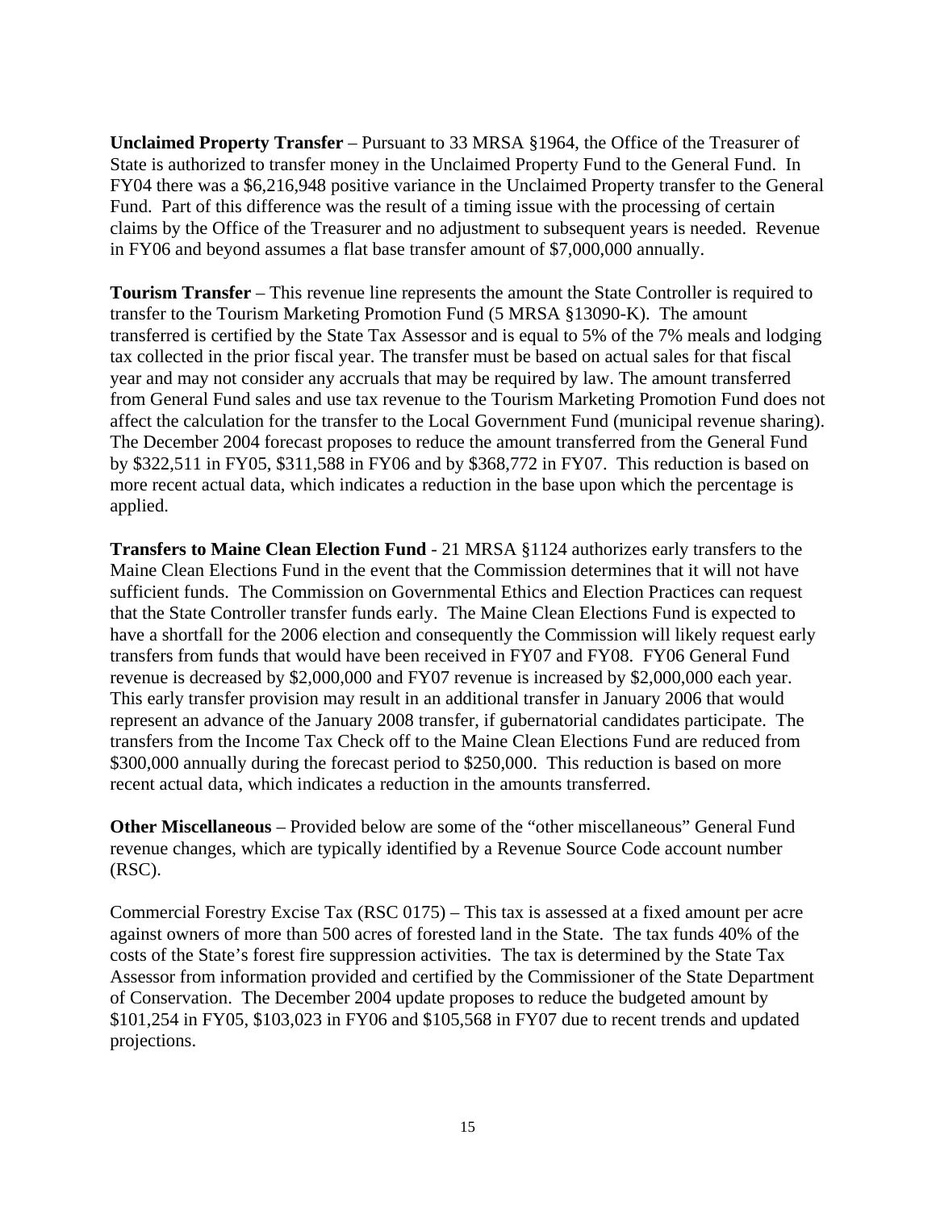**Unclaimed Property Transfer** – Pursuant to 33 MRSA §1964, the Office of the Treasurer of State is authorized to transfer money in the Unclaimed Property Fund to the General Fund. In FY04 there was a $6,216,948 positive variance in the Unclaimed Property transfer to the General Fund. Part of this difference was the result of a timing issue with the processing of certain claims by the Office of the Treasurer and no adjustment to subsequent years is needed. Revenue in FY06 and beyond assumes a flat base transfer amount of $7,000,000 annually.

**Tourism Transfer** – This revenue line represents the amount the State Controller is required to transfer to the Tourism Marketing Promotion Fund (5 MRSA §13090-K). The amount transferred is certified by the State Tax Assessor and is equal to 5% of the 7% meals and lodging tax collected in the prior fiscal year. The transfer must be based on actual sales for that fiscal year and may not consider any accruals that may be required by law. The amount transferred from General Fund sales and use tax revenue to the Tourism Marketing Promotion Fund does not affect the calculation for the transfer to the Local Government Fund (municipal revenue sharing). The December 2004 forecast proposes to reduce the amount transferred from the General Fund by $322,511 in FY05, $311,588 in FY06 and by $368,772 in FY07. This reduction is based on more recent actual data, which indicates a reduction in the base upon which the percentage is applied.

**Transfers to Maine Clean Election Fund** - 21 MRSA §1124 authorizes early transfers to the Maine Clean Elections Fund in the event that the Commission determines that it will not have sufficient funds. The Commission on Governmental Ethics and Election Practices can request that the State Controller transfer funds early. The Maine Clean Elections Fund is expected to have a shortfall for the 2006 election and consequently the Commission will likely request early transfers from funds that would have been received in FY07 and FY08. FY06 General Fund revenue is decreased by $2,000,000 and FY07 revenue is increased by $2,000,000 each year. This early transfer provision may result in an additional transfer in January 2006 that would represent an advance of the January 2008 transfer, if gubernatorial candidates participate. The transfers from the Income Tax Check off to the Maine Clean Elections Fund are reduced from $300,000 annually during the forecast period to $250,000. This reduction is based on more recent actual data, which indicates a reduction in the amounts transferred.

**Other Miscellaneous** – Provided below are some of the "other miscellaneous" General Fund revenue changes, which are typically identified by a Revenue Source Code account number (RSC).

Commercial Forestry Excise Tax (RSC 0175) – This tax is assessed at a fixed amount per acre against owners of more than 500 acres of forested land in the State. The tax funds 40% of the costs of the State's forest fire suppression activities. The tax is determined by the State Tax Assessor from information provided and certified by the Commissioner of the State Department of Conservation. The December 2004 update proposes to reduce the budgeted amount by $101,254 in FY05, $103,023 in FY06 and $105,568 in FY07 due to recent trends and updated projections.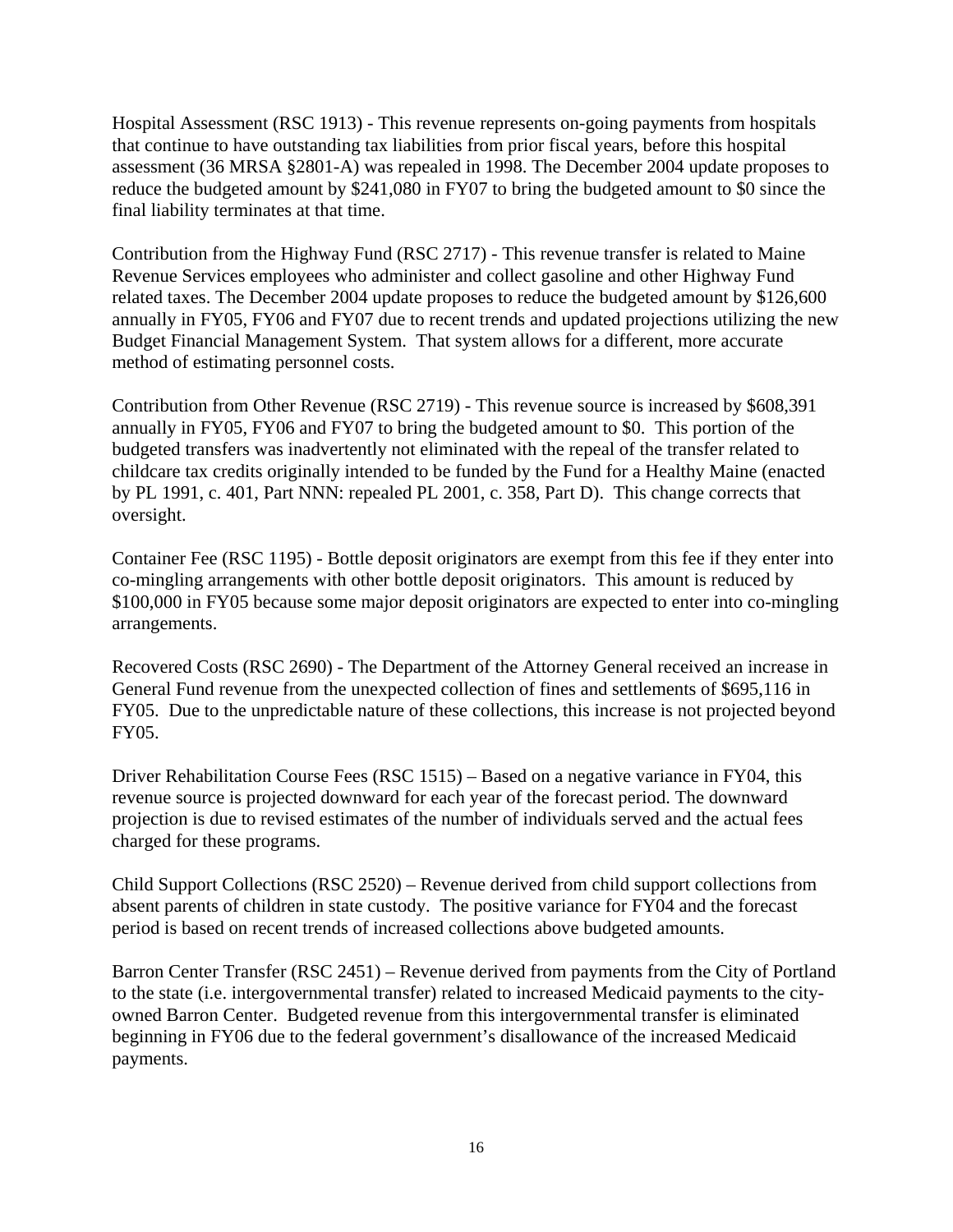Hospital Assessment (RSC 1913) - This revenue represents on-going payments from hospitals that continue to have outstanding tax liabilities from prior fiscal years, before this hospital assessment (36 MRSA §2801-A) was repealed in 1998. The December 2004 update proposes to reduce the budgeted amount by $241,080 in FY07 to bring the budgeted amount to $0 since the final liability terminates at that time.

Contribution from the Highway Fund (RSC 2717) - This revenue transfer is related to Maine Revenue Services employees who administer and collect gasoline and other Highway Fund related taxes. The December 2004 update proposes to reduce the budgeted amount by $126,600 annually in FY05, FY06 and FY07 due to recent trends and updated projections utilizing the new Budget Financial Management System. That system allows for a different, more accurate method of estimating personnel costs.

Contribution from Other Revenue (RSC 2719) - This revenue source is increased by $608,391 annually in FY05, FY06 and FY07 to bring the budgeted amount to $0. This portion of the budgeted transfers was inadvertently not eliminated with the repeal of the transfer related to childcare tax credits originally intended to be funded by the Fund for a Healthy Maine (enacted by PL 1991, c. 401, Part NNN: repealed PL 2001, c. 358, Part D). This change corrects that oversight.

Container Fee (RSC 1195) - Bottle deposit originators are exempt from this fee if they enter into co-mingling arrangements with other bottle deposit originators. This amount is reduced by $100,000 in FY05 because some major deposit originators are expected to enter into co-mingling arrangements.

Recovered Costs (RSC 2690) - The Department of the Attorney General received an increase in General Fund revenue from the unexpected collection of fines and settlements of $695,116 in FY05. Due to the unpredictable nature of these collections, this increase is not projected beyond FY05.

Driver Rehabilitation Course Fees (RSC 1515) – Based on a negative variance in FY04, this revenue source is projected downward for each year of the forecast period. The downward projection is due to revised estimates of the number of individuals served and the actual fees charged for these programs.

Child Support Collections (RSC 2520) – Revenue derived from child support collections from absent parents of children in state custody. The positive variance for FY04 and the forecast period is based on recent trends of increased collections above budgeted amounts.

Barron Center Transfer (RSC 2451) – Revenue derived from payments from the City of Portland to the state (i.e. intergovernmental transfer) related to increased Medicaid payments to the city-owned Barron Center. Budgeted revenue from this intergovernmental transfer is eliminated beginning in FY06 due to the federal government's disallowance of the increased Medicaid payments.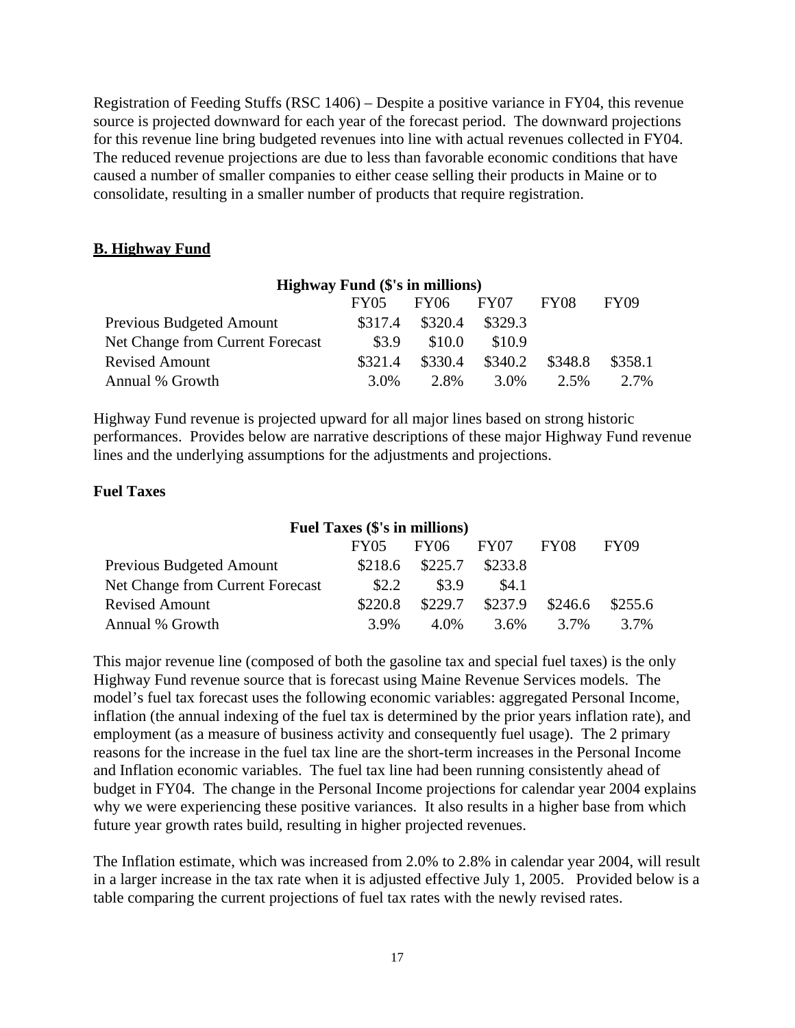Registration of Feeding Stuffs (RSC 1406) – Despite a positive variance in FY04, this revenue source is projected downward for each year of the forecast period. The downward projections for this revenue line bring budgeted revenues into line with actual revenues collected in FY04. The reduced revenue projections are due to less than favorable economic conditions that have caused a number of smaller companies to either cease selling their products in Maine or to consolidate, resulting in a smaller number of products that require registration.

## B. Highway Fund

**Highway Fund ($'s in millions)**

| | FY05 | FY06 | FY07 | FY08 | FY09 |
|---|---|---|---|---|---|
| Previous Budgeted Amount | $317.4 | $320.4 | $329.3 | | |
| Net Change from Current Forecast | $3.9 | $10.0 | $10.9 | | |
| Revised Amount | $321.4 | $330.4 | $340.2 | $348.8 | $358.1 |
| Annual % Growth | 3.0% | 2.8% | 3.0% | 2.5% | 2.7% |

Highway Fund revenue is projected upward for all major lines based on strong historic performances. Provides below are narrative descriptions of these major Highway Fund revenue lines and the underlying assumptions for the adjustments and projections.

### Fuel Taxes

**Fuel Taxes ($'s in millions)**

| | FY05 | FY06 | FY07 | FY08 | FY09 |
|---|---|---|---|---|---|
| Previous Budgeted Amount | $218.6 | $225.7 | $233.8 | | |
| Net Change from Current Forecast | $2.2 | $3.9 | $4.1 | | |
| Revised Amount | $220.8 | $229.7 | $237.9 | $246.6 | $255.6 |
| Annual % Growth | 3.9% | 4.0% | 3.6% | 3.7% | 3.7% |

This major revenue line (composed of both the gasoline tax and special fuel taxes) is the only Highway Fund revenue source that is forecast using Maine Revenue Services models. The model's fuel tax forecast uses the following economic variables: aggregated Personal Income, inflation (the annual indexing of the fuel tax is determined by the prior years inflation rate), and employment (as a measure of business activity and consequently fuel usage). The 2 primary reasons for the increase in the fuel tax line are the short-term increases in the Personal Income and Inflation economic variables. The fuel tax line had been running consistently ahead of budget in FY04. The change in the Personal Income projections for calendar year 2004 explains why we were experiencing these positive variances. It also results in a higher base from which future year growth rates build, resulting in higher projected revenues.

The Inflation estimate, which was increased from 2.0% to 2.8% in calendar year 2004, will result in a larger increase in the tax rate when it is adjusted effective July 1, 2005. Provided below is a table comparing the current projections of fuel tax rates with the newly revised rates.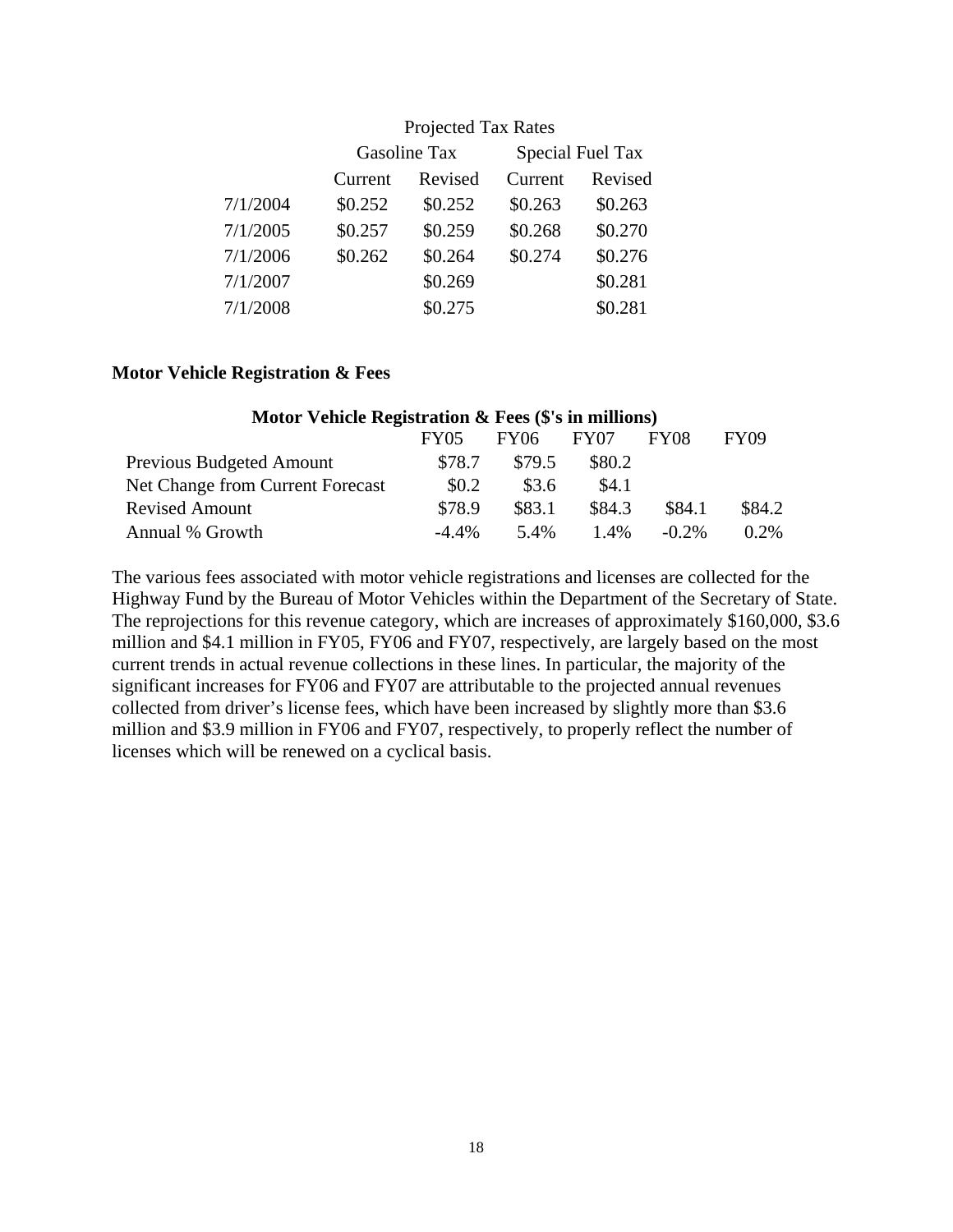| Projected Tax Rates | | | | |
|---|---|---|---|---|
| | Gasoline Tax | | Special Fuel Tax | |
| | Current | Revised | Current | Revised |
| 7/1/2004 | $0.252 | $0.252 | $0.263 | $0.263 |
| 7/1/2005 | $0.257 | $0.259 | $0.268 | $0.270 |
| 7/1/2006 | $0.262 | $0.264 | $0.274 | $0.276 |
| 7/1/2007 | | $0.269 | | $0.281 |
| 7/1/2008 | | $0.275 | | $0.281 |

**Motor Vehicle Registration & Fees**

**Motor Vehicle Registration & Fees ($'s in millions)**

| | FY05 | FY06 | FY07 | FY08 | FY09 |
|---|---|---|---|---|---|
| Previous Budgeted Amount | $78.7 | $79.5 | $80.2 | | |
| Net Change from Current Forecast | $0.2 | $3.6 | $4.1 | | |
| Revised Amount | $78.9 | $83.1 | $84.3 | $84.1 | $84.2 |
| Annual % Growth | -4.4% | 5.4% | 1.4% | -0.2% | 0.2% |

The various fees associated with motor vehicle registrations and licenses are collected for the Highway Fund by the Bureau of Motor Vehicles within the Department of the Secretary of State. The reprojections for this revenue category, which are increases of approximately $160,000, $3.6 million and $4.1 million in FY05, FY06 and FY07, respectively, are largely based on the most current trends in actual revenue collections in these lines. In particular, the majority of the significant increases for FY06 and FY07 are attributable to the projected annual revenues collected from driver's license fees, which have been increased by slightly more than $3.6 million and $3.9 million in FY06 and FY07, respectively, to properly reflect the number of licenses which will be renewed on a cyclical basis.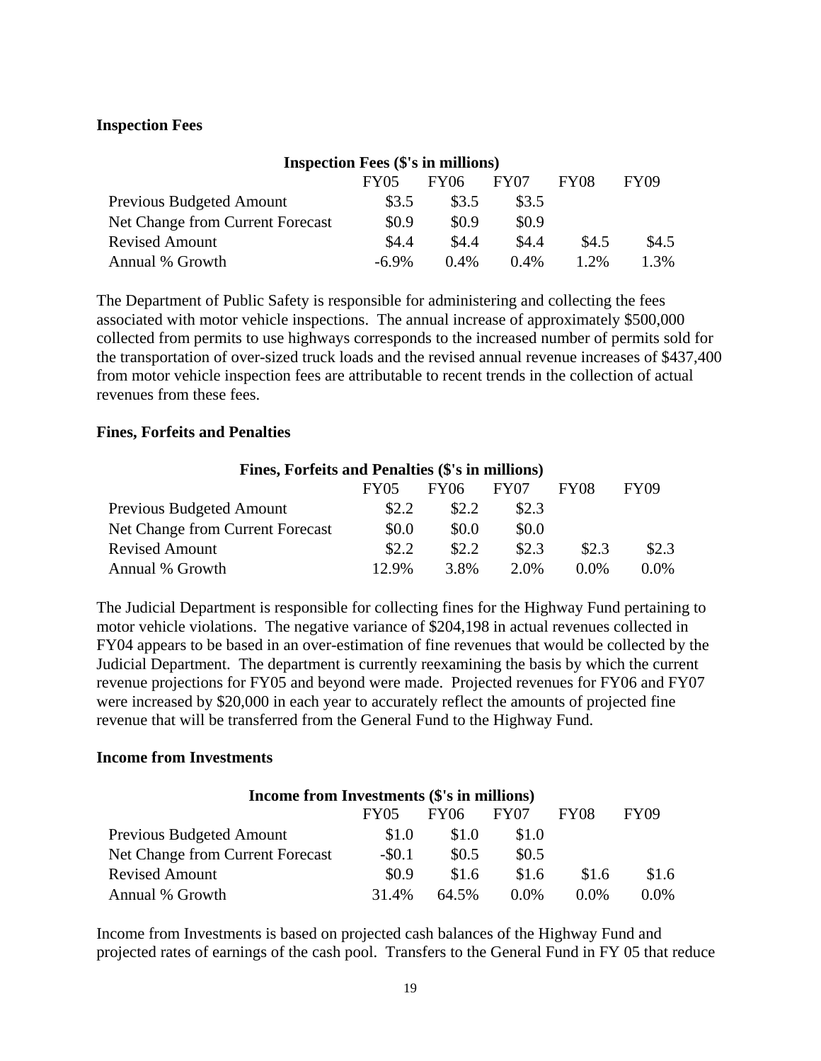**Inspection Fees**

| Inspection Fees ($'s in millions) | FY05 | FY06 | FY07 | FY08 | FY09 |
|---|---|---|---|---|---|
| Previous Budgeted Amount | $3.5 | $3.5 | $3.5 | | |
| Net Change from Current Forecast | $0.9 | $0.9 | $0.9 | | |
| Revised Amount | $4.4 | $4.4 | $4.4 | $4.5 | $4.5 |
| Annual % Growth | -6.9% | 0.4% | 0.4% | 1.2% | 1.3% |

The Department of Public Safety is responsible for administering and collecting the fees associated with motor vehicle inspections. The annual increase of approximately $500,000 collected from permits to use highways corresponds to the increased number of permits sold for the transportation of over-sized truck loads and the revised annual revenue increases of $437,400 from motor vehicle inspection fees are attributable to recent trends in the collection of actual revenues from these fees.

**Fines, Forfeits and Penalties**

| Fines, Forfeits and Penalties ($'s in millions) | FY05 | FY06 | FY07 | FY08 | FY09 |
|---|---|---|---|---|---|
| Previous Budgeted Amount | $2.2 | $2.2 | $2.3 | | |
| Net Change from Current Forecast | $0.0 | $0.0 | $0.0 | | |
| Revised Amount | $2.2 | $2.2 | $2.3 | $2.3 | $2.3 |
| Annual % Growth | 12.9% | 3.8% | 2.0% | 0.0% | 0.0% |

The Judicial Department is responsible for collecting fines for the Highway Fund pertaining to motor vehicle violations. The negative variance of $204,198 in actual revenues collected in FY04 appears to be based in an over-estimation of fine revenues that would be collected by the Judicial Department. The department is currently reexamining the basis by which the current revenue projections for FY05 and beyond were made. Projected revenues for FY06 and FY07 were increased by $20,000 in each year to accurately reflect the amounts of projected fine revenue that will be transferred from the General Fund to the Highway Fund.

**Income from Investments**

| Income from Investments ($'s in millions) | FY05 | FY06 | FY07 | FY08 | FY09 |
|---|---|---|---|---|---|
| Previous Budgeted Amount | $1.0 | $1.0 | $1.0 | | |
| Net Change from Current Forecast | -$0.1 | $0.5 | $0.5 | | |
| Revised Amount | $0.9 | $1.6 | $1.6 | $1.6 | $1.6 |
| Annual % Growth | 31.4% | 64.5% | 0.0% | 0.0% | 0.0% |

Income from Investments is based on projected cash balances of the Highway Fund and projected rates of earnings of the cash pool. Transfers to the General Fund in FY 05 that reduce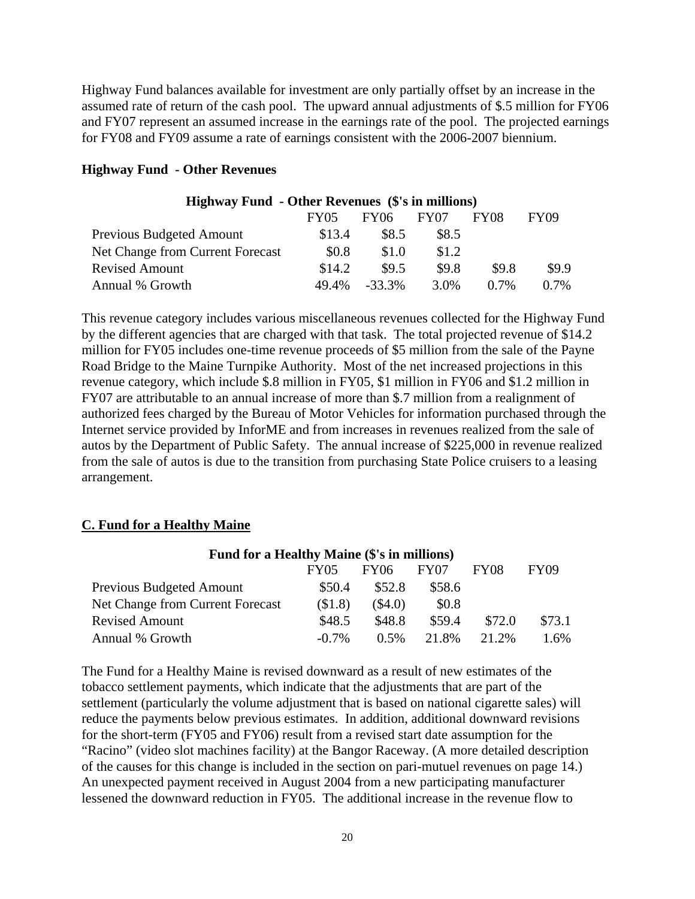Highway Fund balances available for investment are only partially offset by an increase in the assumed rate of return of the cash pool. The upward annual adjustments of $.5 million for FY06 and FY07 represent an assumed increase in the earnings rate of the pool. The projected earnings for FY08 and FY09 assume a rate of earnings consistent with the 2006-2007 biennium.

**Highway Fund - Other Revenues**

| Highway Fund - Other Revenues ($'s in millions) | FY05 | FY06 | FY07 | FY08 | FY09 |
|---|---|---|---|---|---|
| Previous Budgeted Amount | $13.4 | $8.5 | $8.5 | | |
| Net Change from Current Forecast | $0.8 | $1.0 | $1.2 | | |
| Revised Amount | $14.2 | $9.5 | $9.8 | $9.8 | $9.9 |
| Annual % Growth | 49.4% | -33.3% | 3.0% | 0.7% | 0.7% |

This revenue category includes various miscellaneous revenues collected for the Highway Fund by the different agencies that are charged with that task. The total projected revenue of $14.2 million for FY05 includes one-time revenue proceeds of $5 million from the sale of the Payne Road Bridge to the Maine Turnpike Authority. Most of the net increased projections in this revenue category, which include $.8 million in FY05, $1 million in FY06 and $1.2 million in FY07 are attributable to an annual increase of more than $.7 million from a realignment of authorized fees charged by the Bureau of Motor Vehicles for information purchased through the Internet service provided by InforME and from increases in revenues realized from the sale of autos by the Department of Public Safety. The annual increase of $225,000 in revenue realized from the sale of autos is due to the transition from purchasing State Police cruisers to a leasing arrangement.

## C. Fund for a Healthy Maine

| Fund for a Healthy Maine ($'s in millions) | FY05 | FY06 | FY07 | FY08 | FY09 |
|---|---|---|---|---|---|
| Previous Budgeted Amount | $50.4 | $52.8 | $58.6 | | |
| Net Change from Current Forecast | ($1.8) | ($4.0) | $0.8 | | |
| Revised Amount | $48.5 | $48.8 | $59.4 | $72.0 | $73.1 |
| Annual % Growth | -0.7% | 0.5% | 21.8% | 21.2% | 1.6% |

The Fund for a Healthy Maine is revised downward as a result of new estimates of the tobacco settlement payments, which indicate that the adjustments that are part of the settlement (particularly the volume adjustment that is based on national cigarette sales) will reduce the payments below previous estimates. In addition, additional downward revisions for the short-term (FY05 and FY06) result from a revised start date assumption for the "Racino" (video slot machines facility) at the Bangor Raceway. (A more detailed description of the causes for this change is included in the section on pari-mutuel revenues on page 14.) An unexpected payment received in August 2004 from a new participating manufacturer lessened the downward reduction in FY05. The additional increase in the revenue flow to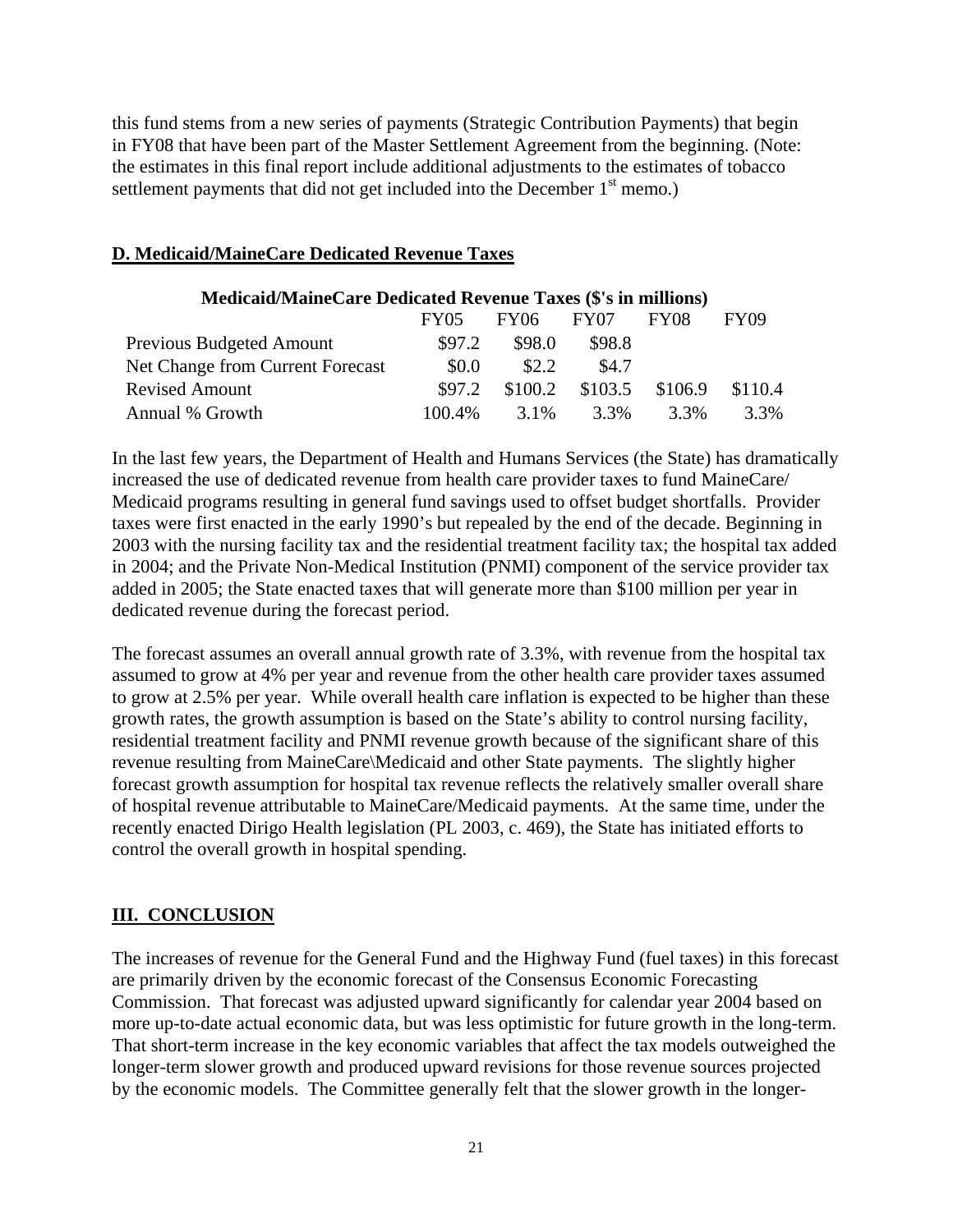this fund stems from a new series of payments (Strategic Contribution Payments) that begin in FY08 that have been part of the Master Settlement Agreement from the beginning. (Note: the estimates in this final report include additional adjustments to the estimates of tobacco settlement payments that did not get included into the December 1st memo.)

## D. Medicaid/MaineCare Dedicated Revenue Taxes

**Medicaid/MaineCare Dedicated Revenue Taxes ($'s in millions)**

| | FY05 | FY06 | FY07 | FY08 | FY09 |
|---|---|---|---|---|---|
| Previous Budgeted Amount | $97.2 | $98.0 | $98.8 | | |
| Net Change from Current Forecast | $0.0 | $2.2 | $4.7 | | |
| Revised Amount | $97.2 | $100.2 | $103.5 | $106.9 | $110.4 |
| Annual % Growth | 100.4% | 3.1% | 3.3% | 3.3% | 3.3% |

In the last few years, the Department of Health and Humans Services (the State) has dramatically increased the use of dedicated revenue from health care provider taxes to fund MaineCare/ Medicaid programs resulting in general fund savings used to offset budget shortfalls. Provider taxes were first enacted in the early 1990's but repealed by the end of the decade. Beginning in 2003 with the nursing facility tax and the residential treatment facility tax; the hospital tax added in 2004; and the Private Non-Medical Institution (PNMI) component of the service provider tax added in 2005; the State enacted taxes that will generate more than $100 million per year in dedicated revenue during the forecast period.

The forecast assumes an overall annual growth rate of 3.3%, with revenue from the hospital tax assumed to grow at 4% per year and revenue from the other health care provider taxes assumed to grow at 2.5% per year. While overall health care inflation is expected to be higher than these growth rates, the growth assumption is based on the State's ability to control nursing facility, residential treatment facility and PNMI revenue growth because of the significant share of this revenue resulting from MaineCare\Medicaid and other State payments. The slightly higher forecast growth assumption for hospital tax revenue reflects the relatively smaller overall share of hospital revenue attributable to MaineCare/Medicaid payments. At the same time, under the recently enacted Dirigo Health legislation (PL 2003, c. 469), the State has initiated efforts to control the overall growth in hospital spending.

## III. CONCLUSION

The increases of revenue for the General Fund and the Highway Fund (fuel taxes) in this forecast are primarily driven by the economic forecast of the Consensus Economic Forecasting Commission. That forecast was adjusted upward significantly for calendar year 2004 based on more up-to-date actual economic data, but was less optimistic for future growth in the long-term. That short-term increase in the key economic variables that affect the tax models outweighed the longer-term slower growth and produced upward revisions for those revenue sources projected by the economic models. The Committee generally felt that the slower growth in the longer-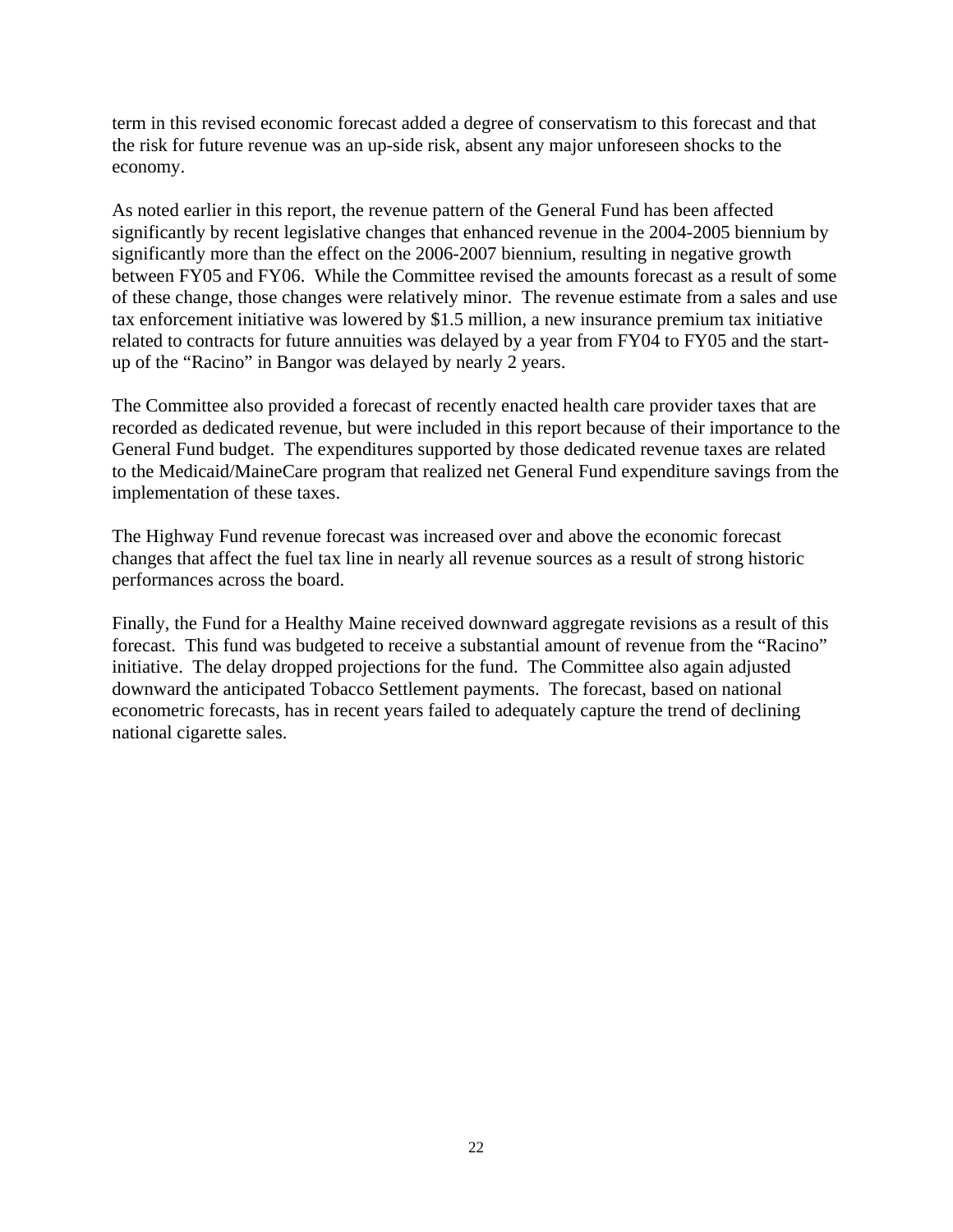term in this revised economic forecast added a degree of conservatism to this forecast and that the risk for future revenue was an up-side risk, absent any major unforeseen shocks to the economy.

As noted earlier in this report, the revenue pattern of the General Fund has been affected significantly by recent legislative changes that enhanced revenue in the 2004-2005 biennium by significantly more than the effect on the 2006-2007 biennium, resulting in negative growth between FY05 and FY06. While the Committee revised the amounts forecast as a result of some of these change, those changes were relatively minor. The revenue estimate from a sales and use tax enforcement initiative was lowered by $1.5 million, a new insurance premium tax initiative related to contracts for future annuities was delayed by a year from FY04 to FY05 and the start-up of the "Racino" in Bangor was delayed by nearly 2 years.

The Committee also provided a forecast of recently enacted health care provider taxes that are recorded as dedicated revenue, but were included in this report because of their importance to the General Fund budget. The expenditures supported by those dedicated revenue taxes are related to the Medicaid/MaineCare program that realized net General Fund expenditure savings from the implementation of these taxes.

The Highway Fund revenue forecast was increased over and above the economic forecast changes that affect the fuel tax line in nearly all revenue sources as a result of strong historic performances across the board.

Finally, the Fund for a Healthy Maine received downward aggregate revisions as a result of this forecast. This fund was budgeted to receive a substantial amount of revenue from the "Racino" initiative. The delay dropped projections for the fund. The Committee also again adjusted downward the anticipated Tobacco Settlement payments. The forecast, based on national econometric forecasts, has in recent years failed to adequately capture the trend of declining national cigarette sales.